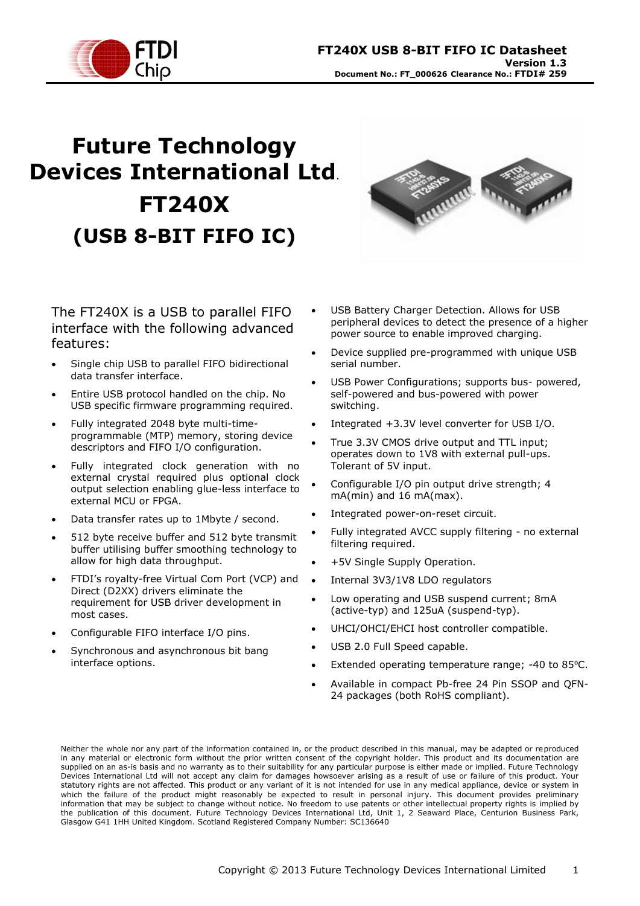# Future Technology Devices International Ltd.

# FT240X

# (USB 8-BIT FIFO IC)

The FT240X is a USB to parallel FIFO interface with the following advanced features:

- Single chip USB to parallel FIFO bidirectional data transfer interface.
- Entire USB protocol handled on the chip. No USB specific firmware programming required.
- Fully integrated 2048 byte multi-time-programmable (MTP) memory, storing device descriptors and FIFO I/O configuration.
- Fully integrated clock generation with no external crystal required plus optional clock output selection enabling glue-less interface to external MCU or FPGA.
- Data transfer rates up to 1Mbyte / second.
- 512 byte receive buffer and 512 byte transmit buffer utilising buffer smoothing technology to allow for high data throughput.
- FTDI's royalty-free Virtual Com Port (VCP) and Direct (D2XX) drivers eliminate the requirement for USB driver development in most cases.
- Configurable FIFO interface I/O pins.
- Synchronous and asynchronous bit bang interface options.
- USB Battery Charger Detection. Allows for USB peripheral devices to detect the presence of a higher power source to enable improved charging.
- Device supplied pre-programmed with unique USB serial number.
- USB Power Configurations; supports bus- powered, self-powered and bus-powered with power switching.
- Integrated +3.3V level converter for USB I/O.
- True 3.3V CMOS drive output and TTL input; operates down to 1V8 with external pull-ups. Tolerant of 5V input.
- Configurable I/O pin output drive strength; 4 mA(min) and 16 mA(max).
- Integrated power-on-reset circuit.
- Fully integrated AVCC supply filtering - no external filtering required.
- +5V Single Supply Operation.
- Internal 3V3/1V8 LDO regulators
- Low operating and USB suspend current; 8mA (active-typ) and 125uA (suspend-typ).
- UHCI/OHCI/EHCI host controller compatible.
- USB 2.0 Full Speed capable.
- Extended operating temperature range; -40 to 85$^{o}$C.
- Available in compact Pb-free 24 Pin SSOP and QFN-24 packages (both RoHS compliant).

Neither the whole nor any part of the information contained in, or the product described in this manual, may be adapted or reproduced in any material or electronic form without the prior written consent of the copyright holder. This product and its documentation are supplied on an as-is basis and no warranty as to their suitability for any particular purpose is either made or implied. Future Technology Devices International Ltd will not accept any claim for damages howsoever arising as a result of use or failure of this product. Your statutory rights are not affected. This product or any variant of it is not intended for use in any medical appliance, device or system in which the failure of the product might reasonably be expected to result in personal injury. This document provides preliminary information that may be subject to change without notice. No freedom to use patents or other intellectual property rights is implied by the publication of this document. Future Technology Devices International Ltd, Unit 1, 2 Seaward Place, Centurion Business Park, Glasgow G41 1HH United Kingdom. Scotland Registered Company Number: SC136640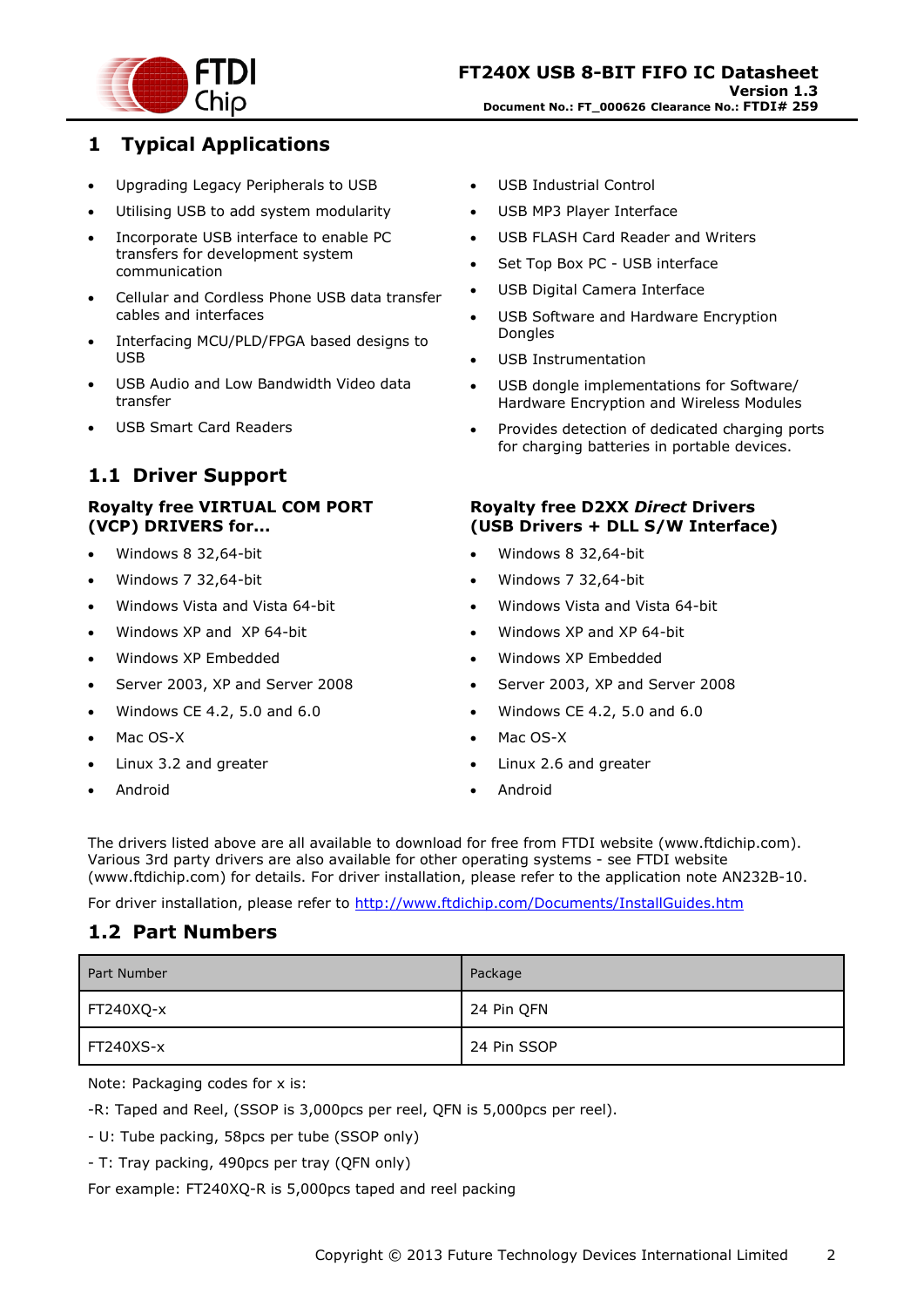# 1 Typical Applications

- Upgrading Legacy Peripherals to USB
- Utilising USB to add system modularity
- Incorporate USB interface to enable PC transfers for development system communication
- Cellular and Cordless Phone USB data transfer cables and interfaces
- Interfacing MCU/PLD/FPGA based designs to USB
- USB Audio and Low Bandwidth Video data transfer
- USB Smart Card Readers
- USB Industrial Control
- USB MP3 Player Interface
- USB FLASH Card Reader and Writers
- Set Top Box PC - USB interface
- USB Digital Camera Interface
- USB Software and Hardware Encryption Dongles
- USB Instrumentation
- USB dongle implementations for Software/ Hardware Encryption and Wireless Modules
- Provides detection of dedicated charging ports for charging batteries in portable devices.

## 1.1 Driver Support

**Royalty free VIRTUAL COM PORT (VCP) DRIVERS for...**

- Windows 8 32,64-bit
- Windows 7 32,64-bit
- Windows Vista and Vista 64-bit
- Windows XP and XP 64-bit
- Windows XP Embedded
- Server 2003, XP and Server 2008
- Windows CE 4.2, 5.0 and 6.0
- Mac OS-X
- Linux 3.2 and greater
- Android

**Royalty free D2XX *Direct* Drivers (USB Drivers + DLL S/W Interface)**

- Windows 8 32,64-bit
- Windows 7 32,64-bit
- Windows Vista and Vista 64-bit
- Windows XP and XP 64-bit
- Windows XP Embedded
- Server 2003, XP and Server 2008
- Windows CE 4.2, 5.0 and 6.0
- Mac OS-X
- Linux 2.6 and greater
- Android

The drivers listed above are all available to download for free from FTDI website (www.ftdichip.com). Various 3rd party drivers are also available for other operating systems - see FTDI website (www.ftdichip.com) for details. For driver installation, please refer to the application note AN232B-10.

For driver installation, please refer to http://www.ftdichip.com/Documents/InstallGuides.htm

## 1.2 Part Numbers

| Part Number | Package |
|---|---|
| FT240XQ-x | 24 Pin QFN |
| FT240XS-x | 24 Pin SSOP |

Note: Packaging codes for x is:

-R: Taped and Reel, (SSOP is 3,000pcs per reel, QFN is 5,000pcs per reel).

- U: Tube packing, 58pcs per tube (SSOP only)

- T: Tray packing, 490pcs per tray (QFN only)

For example: FT240XQ-R is 5,000pcs taped and reel packing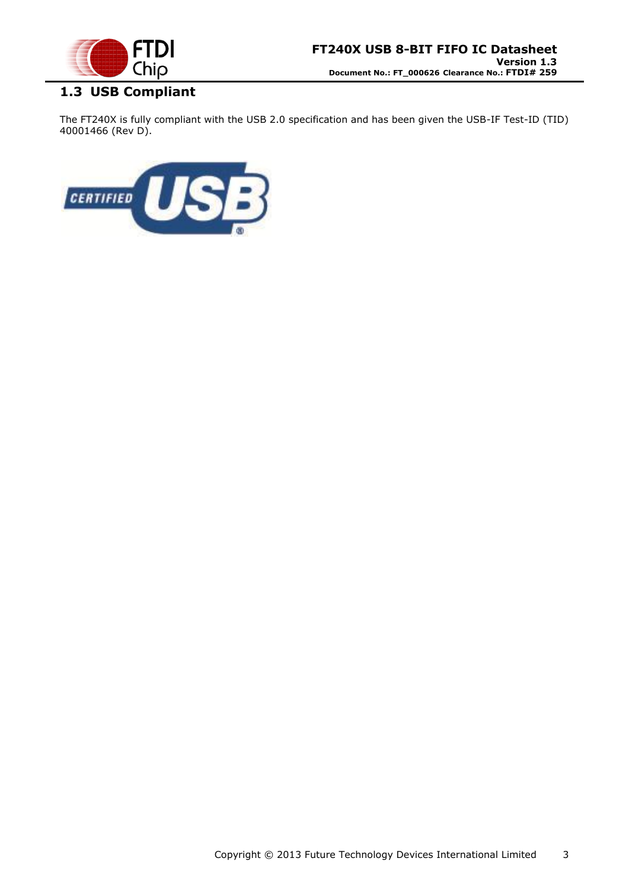## 1.3 USB Compliant

The FT240X is fully compliant with the USB 2.0 specification and has been given the USB-IF Test-ID (TID) 40001466 (Rev D).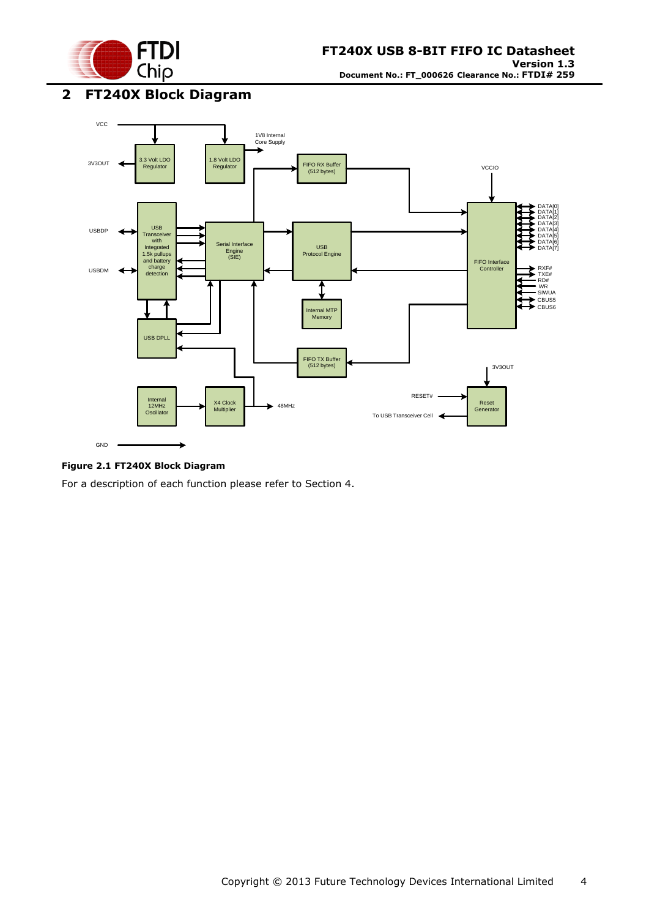## 2 FT240X Block Diagram

**Figure 2.1 FT240X Block Diagram**

For a description of each function please refer to Section 4.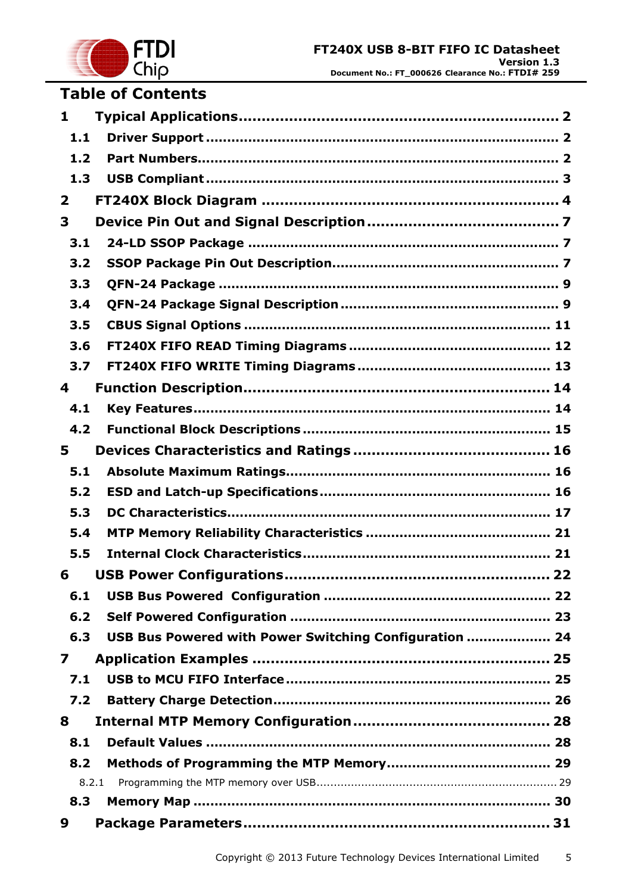# Table of Contents

**1 Typical Applications .......... 2**

**1.1 Driver Support .......... 2**

**1.2 Part Numbers .......... 2**

**1.3 USB Compliant .......... 3**

**2 FT240X Block Diagram .......... 4**

**3 Device Pin Out and Signal Description .......... 7**

**3.1 24-LD SSOP Package .......... 7**

**3.2 SSOP Package Pin Out Description .......... 7**

**3.3 QFN-24 Package .......... 9**

**3.4 QFN-24 Package Signal Description .......... 9**

**3.5 CBUS Signal Options .......... 11**

**3.6 FT240X FIFO READ Timing Diagrams .......... 12**

**3.7 FT240X FIFO WRITE Timing Diagrams .......... 13**

**4 Function Description .......... 14**

**4.1 Key Features .......... 14**

**4.2 Functional Block Descriptions .......... 15**

**5 Devices Characteristics and Ratings .......... 16**

**5.1 Absolute Maximum Ratings .......... 16**

**5.2 ESD and Latch-up Specifications .......... 16**

**5.3 DC Characteristics .......... 17**

**5.4 MTP Memory Reliability Characteristics .......... 21**

**5.5 Internal Clock Characteristics .......... 21**

**6 USB Power Configurations .......... 22**

**6.1 USB Bus Powered Configuration .......... 22**

**6.2 Self Powered Configuration .......... 23**

**6.3 USB Bus Powered with Power Switching Configuration .......... 24**

**7 Application Examples .......... 25**

**7.1 USB to MCU FIFO Interface .......... 25**

**7.2 Battery Charge Detection .......... 26**

**8 Internal MTP Memory Configuration .......... 28**

**8.1 Default Values .......... 28**

**8.2 Methods of Programming the MTP Memory .......... 29**

8.2.1 Programming the MTP memory over USB .......... 29

**8.3 Memory Map .......... 30**

**9 Package Parameters .......... 31**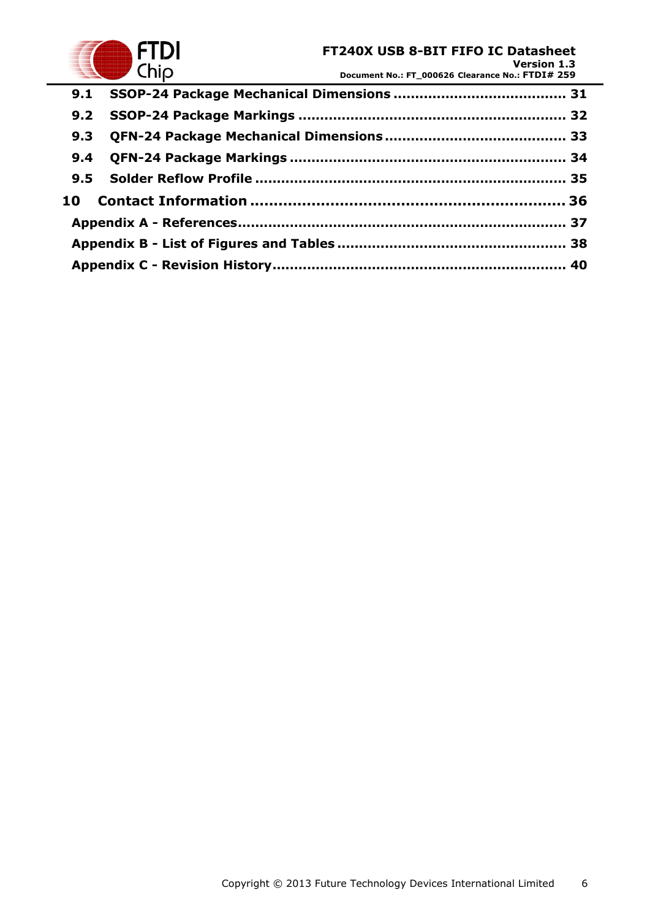**9.1 SSOP-24 Package Mechanical Dimensions ....................................... 31**

**9.2 SSOP-24 Package Markings ........................................................... 32**

**9.3 QFN-24 Package Mechanical Dimensions ......................................... 33**

**9.4 QFN-24 Package Markings ............................................................. 34**

**9.5 Solder Reflow Profile .................................................................... 35**

**10 Contact Information ................................................................. 36**

**Appendix A - References........................................................................ 37**

**Appendix B - List of Figures and Tables .................................................. 38**

**Appendix C - Revision History.................................................................. 40**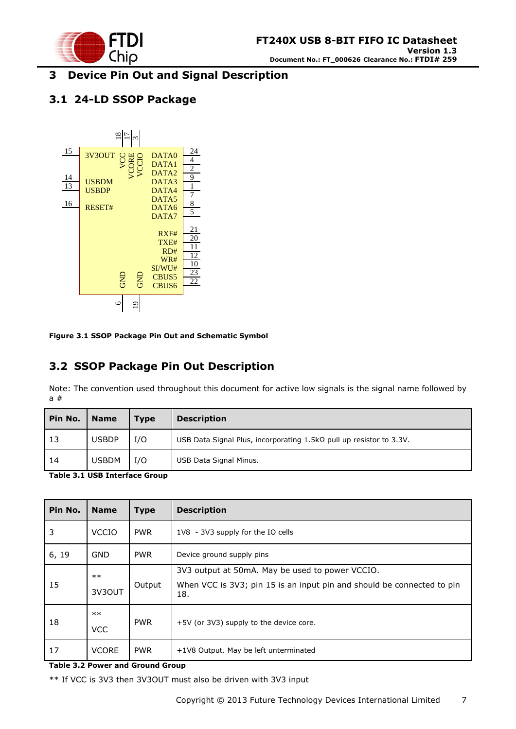# 3 Device Pin Out and Signal Description

## 3.1 24-LD SSOP Package

Figure 3.1 SSOP Package Pin Out and Schematic Symbol

## 3.2 SSOP Package Pin Out Description

Note: The convention used throughout this document for active low signals is the signal name followed by a #

| Pin No. | Name | Type | Description |
|---|---|---|---|
| 13 | USBDP | I/O | USB Data Signal Plus, incorporating 1.5kΩ pull up resistor to 3.3V. |
| 14 | USBDM | I/O | USB Data Signal Minus. |

**Table 3.1 USB Interface Group**

| Pin No. | Name | Type | Description |
|---|---|---|---|
| 3 | VCCIO | PWR | 1V8 - 3V3 supply for the IO cells |
| 6, 19 | GND | PWR | Device ground supply pins |
| 15 | ** 3V3OUT | Output | 3V3 output at 50mA. May be used to power VCCIO. When VCC is 3V3; pin 15 is an input pin and should be connected to pin 18. |
| 18 | ** VCC | PWR | +5V (or 3V3) supply to the device core. |
| 17 | VCORE | PWR | +1V8 Output. May be left unterminated |

**Table 3.2 Power and Ground Group**

** If VCC is 3V3 then 3V3OUT must also be driven with 3V3 input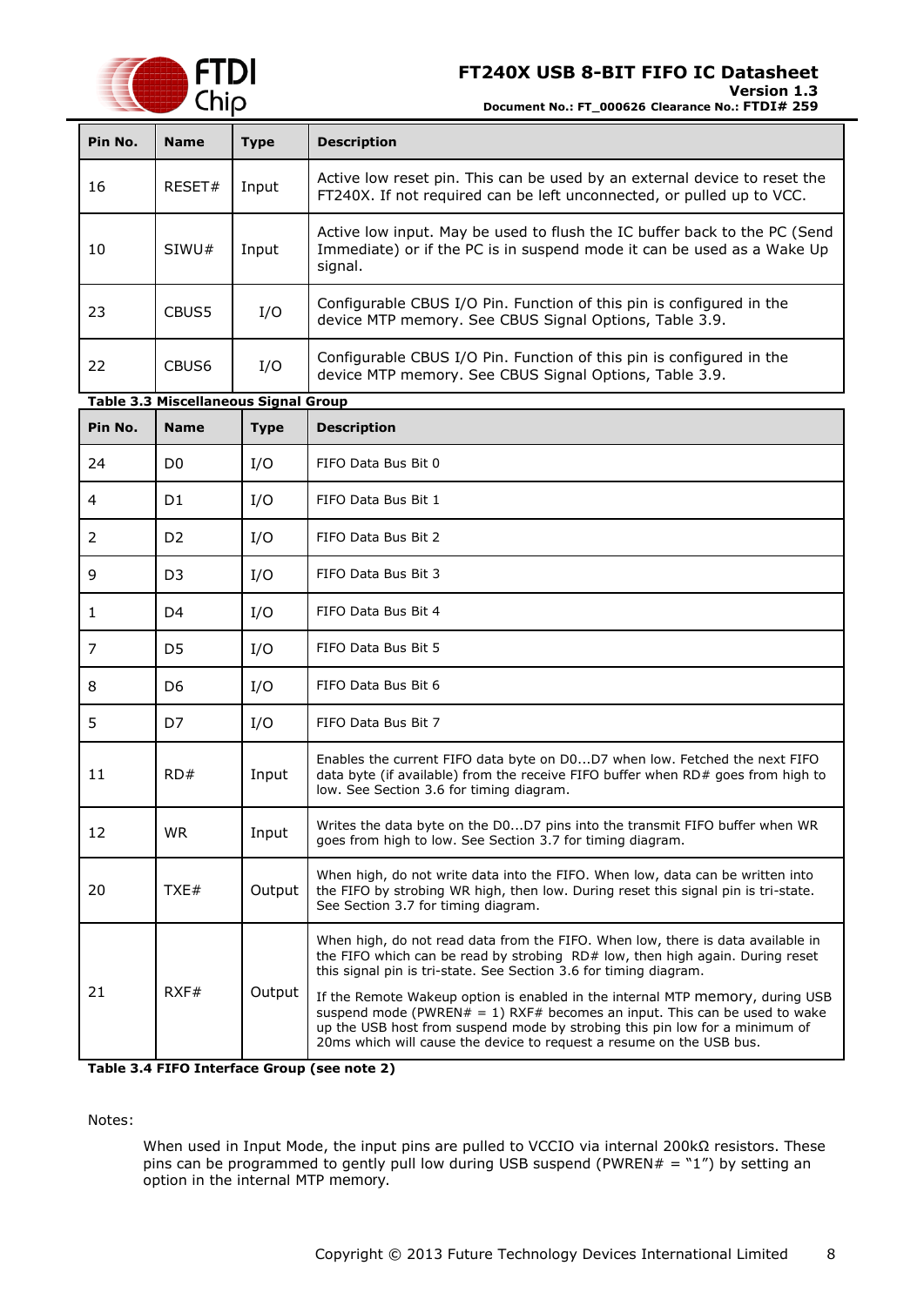| Pin No. | Name | Type | Description |
|---|---|---|---|
| 16 | RESET# | Input | Active low reset pin. This can be used by an external device to reset the FT240X. If not required can be left unconnected, or pulled up to VCC. |
| 10 | SIWU# | Input | Active low input. May be used to flush the IC buffer back to the PC (Send Immediate) or if the PC is in suspend mode it can be used as a Wake Up signal. |
| 23 | CBUS5 | I/O | Configurable CBUS I/O Pin. Function of this pin is configured in the device MTP memory. See CBUS Signal Options, Table 3.9. |
| 22 | CBUS6 | I/O | Configurable CBUS I/O Pin. Function of this pin is configured in the device MTP memory. See CBUS Signal Options, Table 3.9. |

**Table 3.3 Miscellaneous Signal Group**

| Pin No. | Name | Type | Description |
|---|---|---|---|
| 24 | D0 | I/O | FIFO Data Bus Bit 0 |
| 4 | D1 | I/O | FIFO Data Bus Bit 1 |
| 2 | D2 | I/O | FIFO Data Bus Bit 2 |
| 9 | D3 | I/O | FIFO Data Bus Bit 3 |
| 1 | D4 | I/O | FIFO Data Bus Bit 4 |
| 7 | D5 | I/O | FIFO Data Bus Bit 5 |
| 8 | D6 | I/O | FIFO Data Bus Bit 6 |
| 5 | D7 | I/O | FIFO Data Bus Bit 7 |
| 11 | RD# | Input | Enables the current FIFO data byte on D0...D7 when low. Fetched the next FIFO data byte (if available) from the receive FIFO buffer when RD# goes from high to low. See Section 3.6 for timing diagram. |
| 12 | WR | Input | Writes the data byte on the D0...D7 pins into the transmit FIFO buffer when WR goes from high to low. See Section 3.7 for timing diagram. |
| 20 | TXE# | Output | When high, do not write data into the FIFO. When low, data can be written into the FIFO by strobing WR high, then low. During reset this signal pin is tri-state. See Section 3.7 for timing diagram. |
| 21 | RXF# | Output | When high, do not read data from the FIFO. When low, there is data available in the FIFO which can be read by strobing RD# low, then high again. During reset this signal pin is tri-state. See Section 3.6 for timing diagram.<br><br>If the Remote Wakeup option is enabled in the internal MTP memory, during USB suspend mode (PWREN# = 1) RXF# becomes an input. This can be used to wake up the USB host from suspend mode by strobing this pin low for a minimum of 20ms which will cause the device to request a resume on the USB bus. |

**Table 3.4 FIFO Interface Group (see note 2)**

Notes:

When used in Input Mode, the input pins are pulled to VCCIO via internal 200kΩ resistors. These pins can be programmed to gently pull low during USB suspend (PWREN# = "1") by setting an option in the internal MTP memory.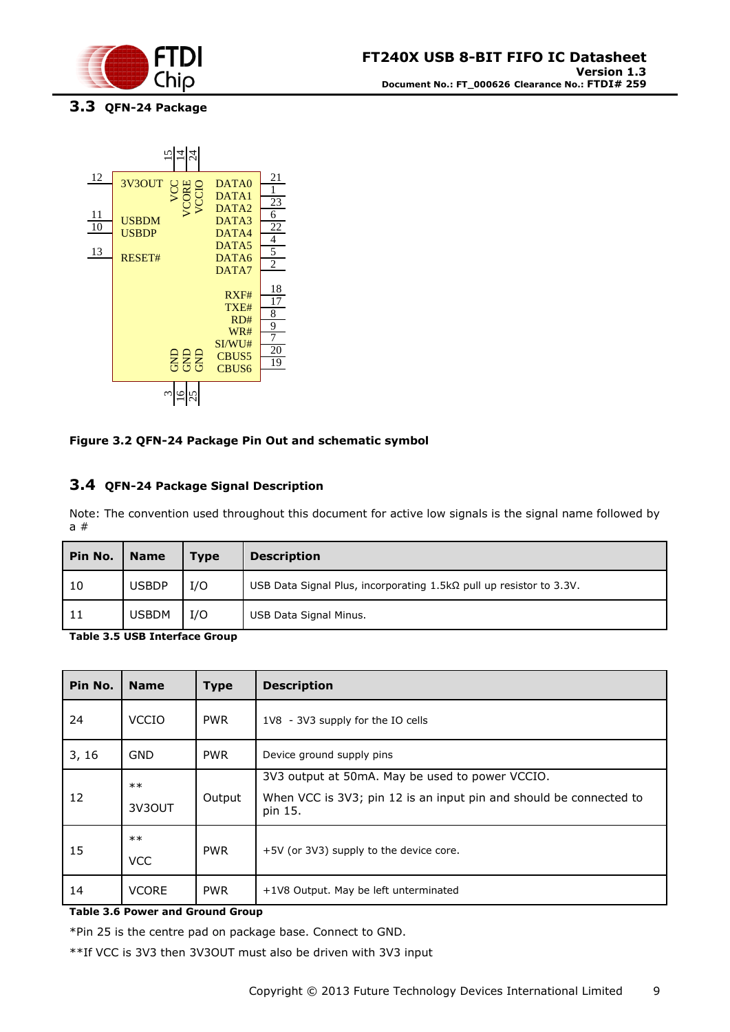## 3.3 QFN-24 Package

Figure 3.2 QFN-24 Package Pin Out and schematic symbol

## 3.4 QFN-24 Package Signal Description

Note: The convention used throughout this document for active low signals is the signal name followed by a #

| Pin No. | Name | Type | Description |
|---|---|---|---|
| 10 | USBDP | I/O | USB Data Signal Plus, incorporating 1.5kΩ pull up resistor to 3.3V. |
| 11 | USBDM | I/O | USB Data Signal Minus. |

**Table 3.5 USB Interface Group**

| Pin No. | Name | Type | Description |
|---|---|---|---|
| 24 | VCCIO | PWR | 1V8 - 3V3 supply for the IO cells |
| 3, 16 | GND | PWR | Device ground supply pins |
| 12 | ** 3V3OUT | Output | 3V3 output at 50mA. May be used to power VCCIO. When VCC is 3V3; pin 12 is an input pin and should be connected to pin 15. |
| 15 | ** VCC | PWR | +5V (or 3V3) supply to the device core. |
| 14 | VCORE | PWR | +1V8 Output. May be left unterminated |

**Table 3.6 Power and Ground Group**

*Pin 25 is the centre pad on package base. Connect to GND.

**If VCC is 3V3 then 3V3OUT must also be driven with 3V3 input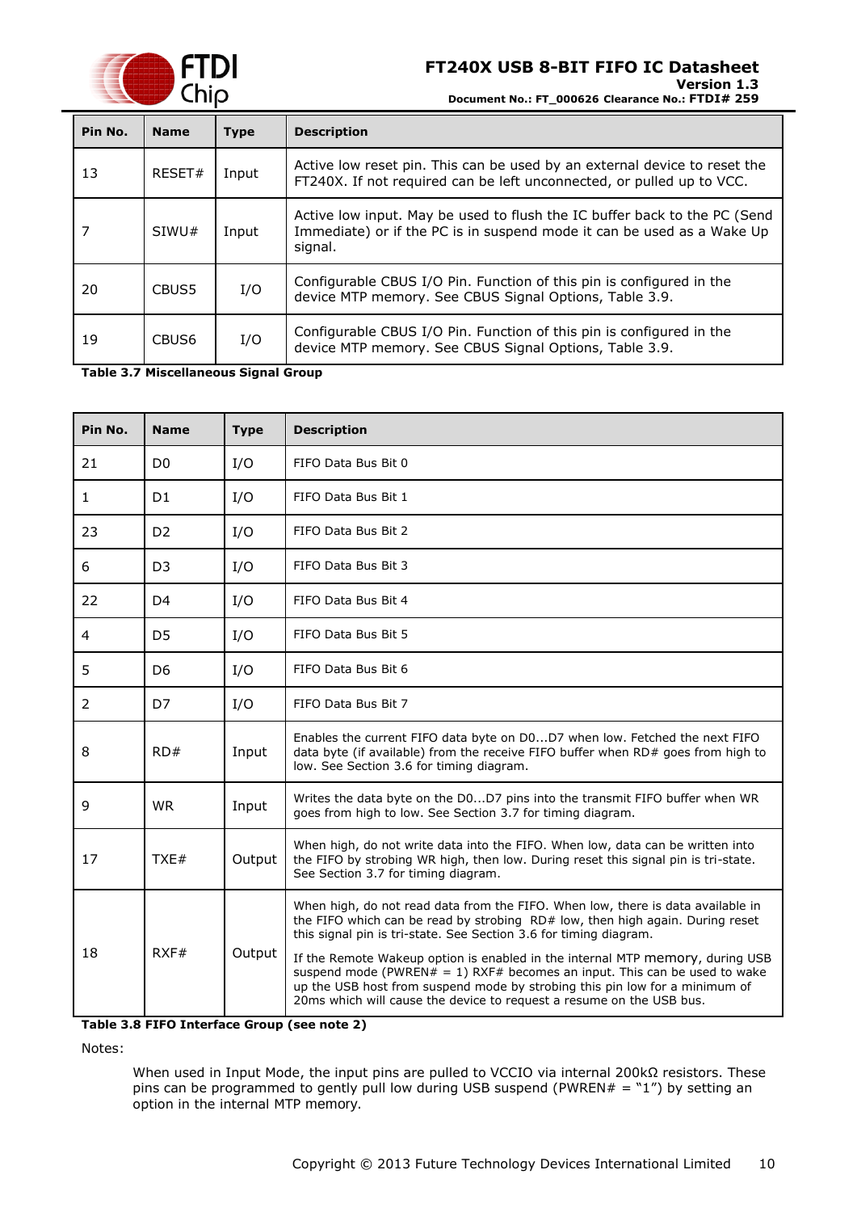| Pin No. | Name | Type | Description |
|---|---|---|---|
| 13 | RESET# | Input | Active low reset pin. This can be used by an external device to reset the FT240X. If not required can be left unconnected, or pulled up to VCC. |
| 7 | SIWU# | Input | Active low input. May be used to flush the IC buffer back to the PC (Send Immediate) or if the PC is in suspend mode it can be used as a Wake Up signal. |
| 20 | CBUS5 | I/O | Configurable CBUS I/O Pin. Function of this pin is configured in the device MTP memory. See CBUS Signal Options, Table 3.9. |
| 19 | CBUS6 | I/O | Configurable CBUS I/O Pin. Function of this pin is configured in the device MTP memory. See CBUS Signal Options, Table 3.9. |

**Table 3.7 Miscellaneous Signal Group**

| Pin No. | Name | Type | Description |
|---|---|---|---|
| 21 | D0 | I/O | FIFO Data Bus Bit 0 |
| 1 | D1 | I/O | FIFO Data Bus Bit 1 |
| 23 | D2 | I/O | FIFO Data Bus Bit 2 |
| 6 | D3 | I/O | FIFO Data Bus Bit 3 |
| 22 | D4 | I/O | FIFO Data Bus Bit 4 |
| 4 | D5 | I/O | FIFO Data Bus Bit 5 |
| 5 | D6 | I/O | FIFO Data Bus Bit 6 |
| 2 | D7 | I/O | FIFO Data Bus Bit 7 |
| 8 | RD# | Input | Enables the current FIFO data byte on D0...D7 when low. Fetched the next FIFO data byte (if available) from the receive FIFO buffer when RD# goes from high to low. See Section 3.6 for timing diagram. |
| 9 | WR | Input | Writes the data byte on the D0...D7 pins into the transmit FIFO buffer when WR goes from high to low. See Section 3.7 for timing diagram. |
| 17 | TXE# | Output | When high, do not write data into the FIFO. When low, data can be written into the FIFO by strobing WR high, then low. During reset this signal pin is tri-state. See Section 3.7 for timing diagram. |
| 18 | RXF# | Output | When high, do not read data from the FIFO. When low, there is data available in the FIFO which can be read by strobing RD# low, then high again. During reset this signal pin is tri-state. See Section 3.6 for timing diagram.<br><br>If the Remote Wakeup option is enabled in the internal MTP memory, during USB suspend mode (PWREN# = 1) RXF# becomes an input. This can be used to wake up the USB host from suspend mode by strobing this pin low for a minimum of 20ms which will cause the device to request a resume on the USB bus. |

**Table 3.8 FIFO Interface Group (see note 2)**

Notes:

When used in Input Mode, the input pins are pulled to VCCIO via internal 200kΩ resistors. These pins can be programmed to gently pull low during USB suspend (PWREN# = "1") by setting an option in the internal MTP memory.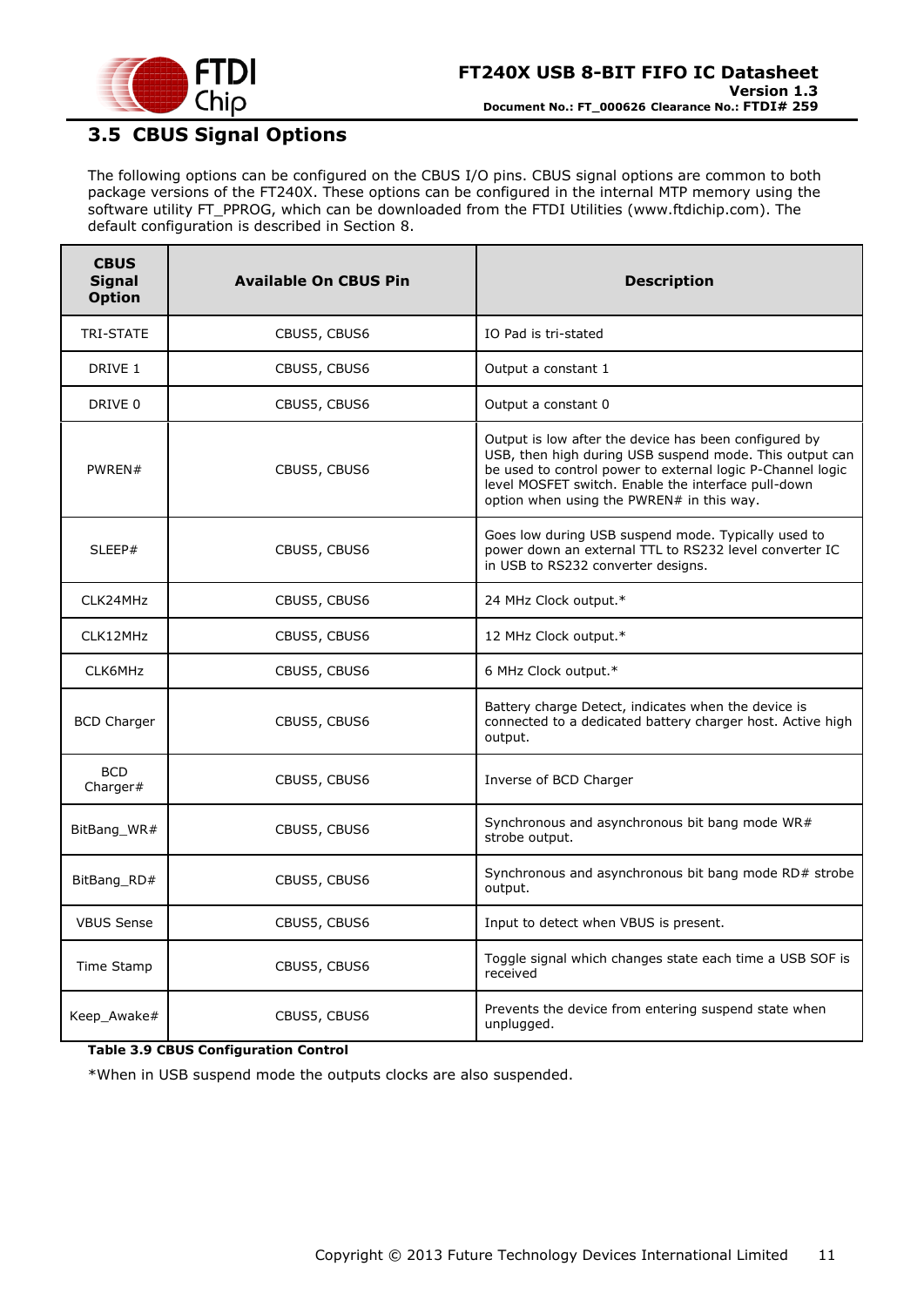## 3.5 CBUS Signal Options

The following options can be configured on the CBUS I/O pins. CBUS signal options are common to both package versions of the FT240X. These options can be configured in the internal MTP memory using the software utility FT_PPROG, which can be downloaded from the FTDI Utilities (www.ftdichip.com). The default configuration is described in Section 8.

| CBUS Signal Option | Available On CBUS Pin | Description |
|---|---|---|
| TRI-STATE | CBUS5, CBUS6 | IO Pad is tri-stated |
| DRIVE 1 | CBUS5, CBUS6 | Output a constant 1 |
| DRIVE 0 | CBUS5, CBUS6 | Output a constant 0 |
| PWREN# | CBUS5, CBUS6 | Output is low after the device has been configured by USB, then high during USB suspend mode. This output can be used to control power to external logic P-Channel logic level MOSFET switch. Enable the interface pull-down option when using the PWREN# in this way. |
| SLEEP# | CBUS5, CBUS6 | Goes low during USB suspend mode. Typically used to power down an external TTL to RS232 level converter IC in USB to RS232 converter designs. |
| CLK24MHz | CBUS5, CBUS6 | 24 MHz Clock output.* |
| CLK12MHz | CBUS5, CBUS6 | 12 MHz Clock output.* |
| CLK6MHz | CBUS5, CBUS6 | 6 MHz Clock output.* |
| BCD Charger | CBUS5, CBUS6 | Battery charge Detect, indicates when the device is connected to a dedicated battery charger host. Active high output. |
| BCD Charger# | CBUS5, CBUS6 | Inverse of BCD Charger |
| BitBang_WR# | CBUS5, CBUS6 | Synchronous and asynchronous bit bang mode WR# strobe output. |
| BitBang_RD# | CBUS5, CBUS6 | Synchronous and asynchronous bit bang mode RD# strobe output. |
| VBUS Sense | CBUS5, CBUS6 | Input to detect when VBUS is present. |
| Time Stamp | CBUS5, CBUS6 | Toggle signal which changes state each time a USB SOF is received |
| Keep_Awake# | CBUS5, CBUS6 | Prevents the device from entering suspend state when unplugged. |

**Table 3.9 CBUS Configuration Control**

*When in USB suspend mode the outputs clocks are also suspended.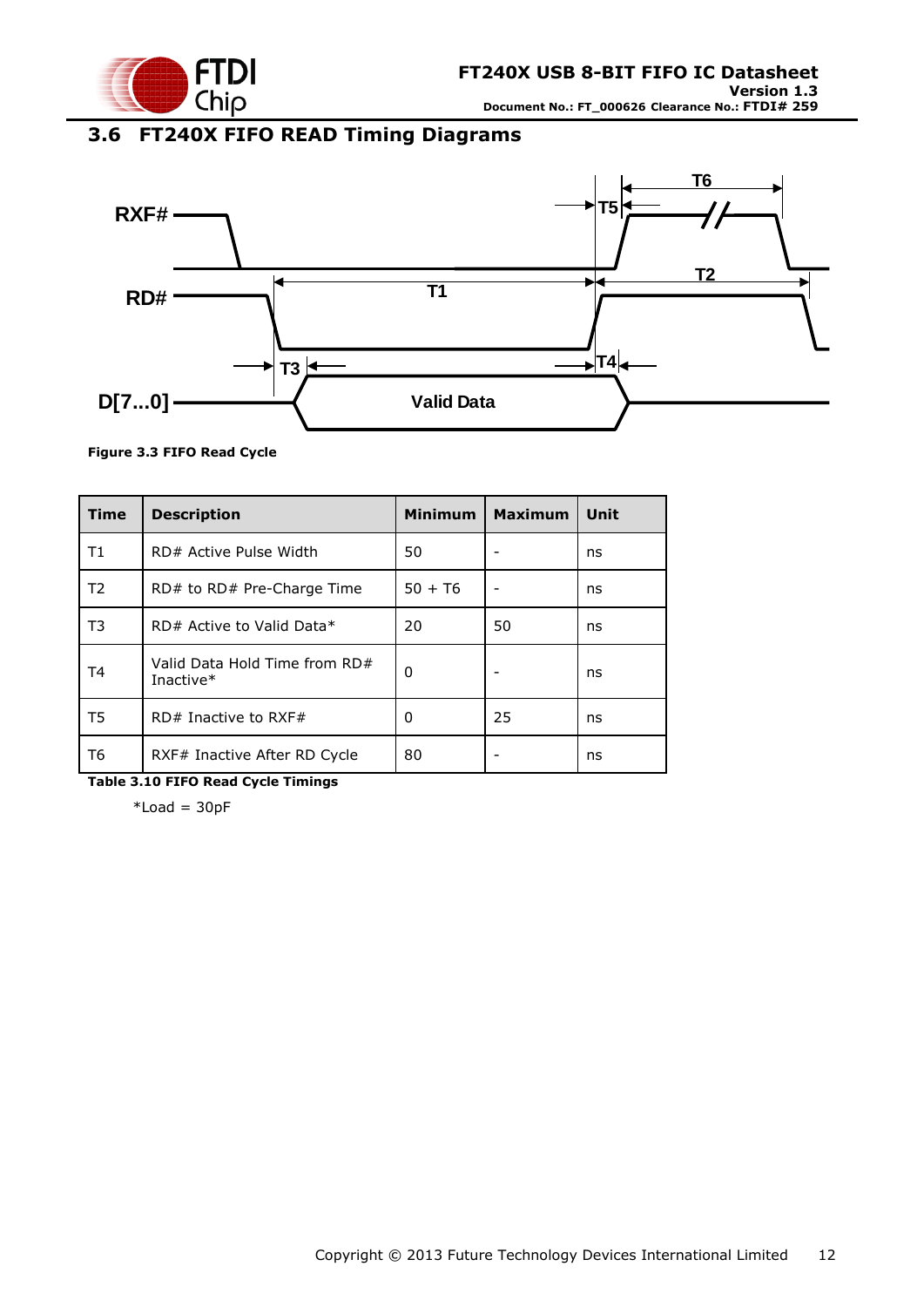## 3.6 FT240X FIFO READ Timing Diagrams

Figure 3.3 FIFO Read Cycle

| Time | Description | Minimum | Maximum | Unit |
|---|---|---|---|---|
| T1 | RD# Active Pulse Width | 50 | - | ns |
| T2 | RD# to RD# Pre-Charge Time | 50 + T6 | - | ns |
| T3 | RD# Active to Valid Data* | 20 | 50 | ns |
| T4 | Valid Data Hold Time from RD# Inactive* | 0 | - | ns |
| T5 | RD# Inactive to RXF# | 0 | 25 | ns |
| T6 | RXF# Inactive After RD Cycle | 80 | - | ns |

**Table 3.10 FIFO Read Cycle Timings**

*Load = 30pF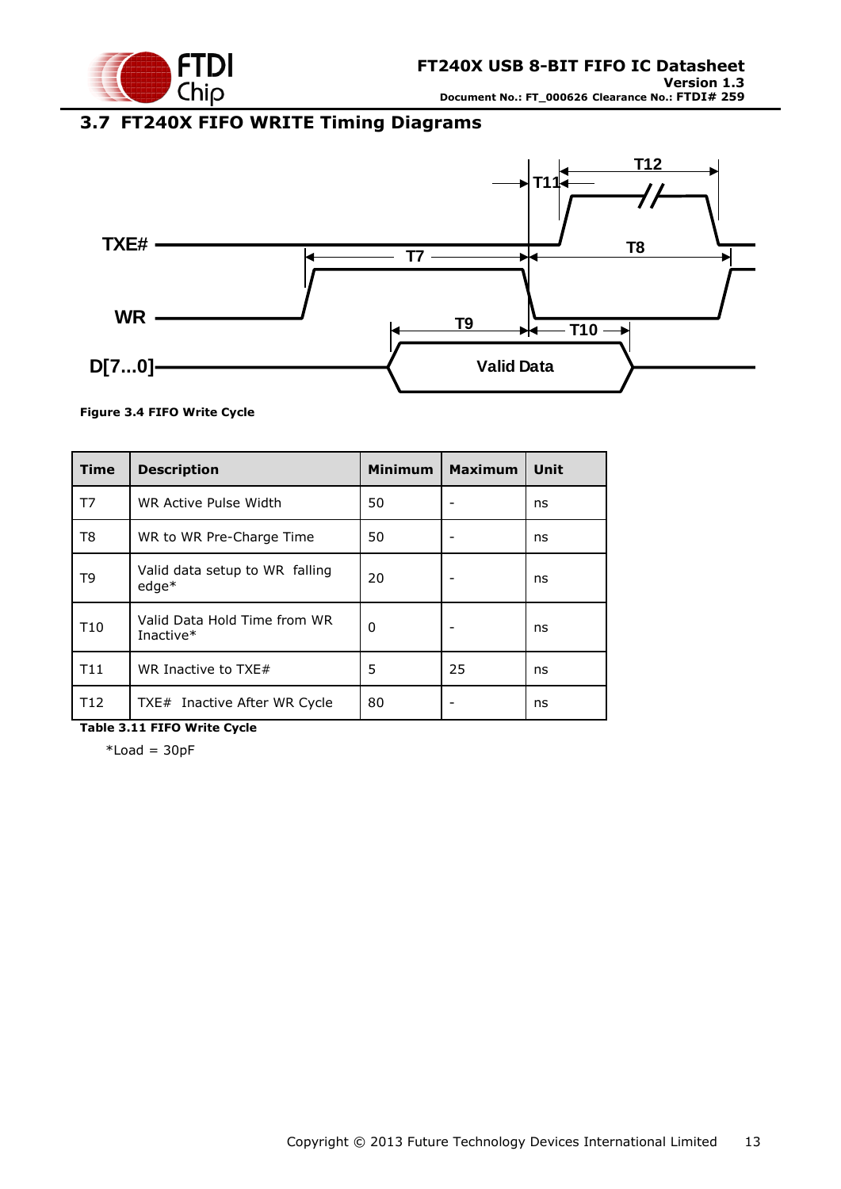## 3.7 FT240X FIFO WRITE Timing Diagrams

**Figure 3.4 FIFO Write Cycle**

| Time | Description | Minimum | Maximum | Unit |
|---|---|---|---|---|
| T7 | WR Active Pulse Width | 50 | - | ns |
| T8 | WR to WR Pre-Charge Time | 50 | - | ns |
| T9 | Valid data setup to WR falling edge* | 20 | - | ns |
| T10 | Valid Data Hold Time from WR Inactive* | 0 | - | ns |
| T11 | WR Inactive to TXE# | 5 | 25 | ns |
| T12 | TXE# Inactive After WR Cycle | 80 | - | ns |

**Table 3.11 FIFO Write Cycle**

*Load = 30pF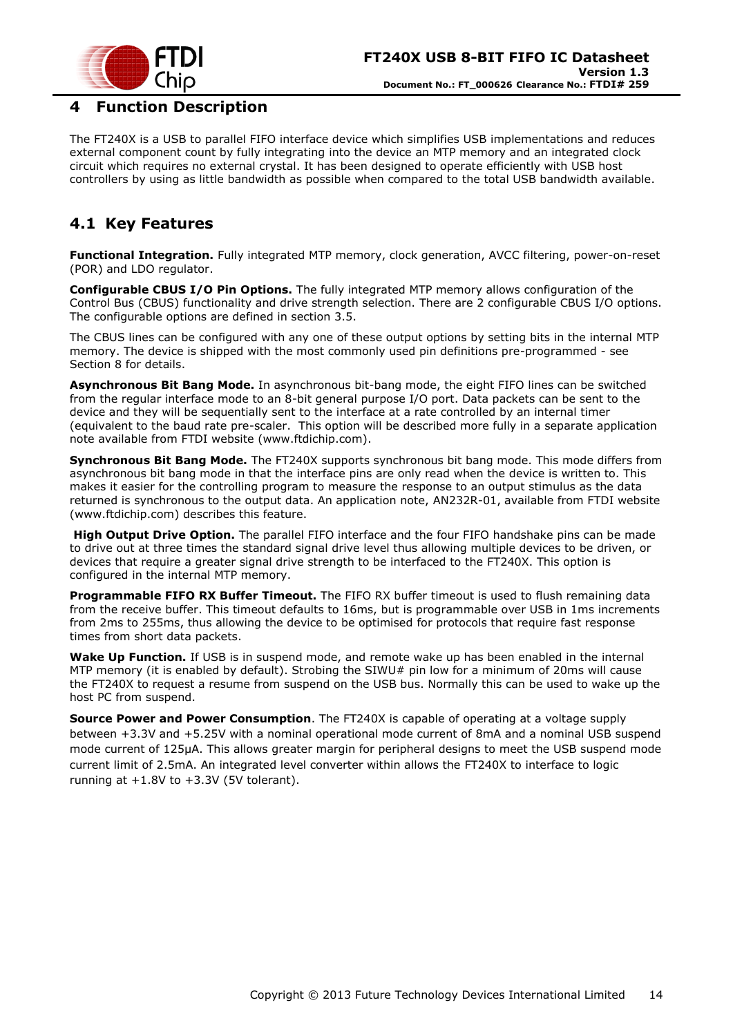# 4 Function Description

The FT240X is a USB to parallel FIFO interface device which simplifies USB implementations and reduces external component count by fully integrating into the device an MTP memory and an integrated clock circuit which requires no external crystal. It has been designed to operate efficiently with USB host controllers by using as little bandwidth as possible when compared to the total USB bandwidth available.

## 4.1 Key Features

**Functional Integration.** Fully integrated MTP memory, clock generation, AVCC filtering, power-on-reset (POR) and LDO regulator.

**Configurable CBUS I/O Pin Options.** The fully integrated MTP memory allows configuration of the Control Bus (CBUS) functionality and drive strength selection. There are 2 configurable CBUS I/O options. The configurable options are defined in section 3.5.

The CBUS lines can be configured with any one of these output options by setting bits in the internal MTP memory. The device is shipped with the most commonly used pin definitions pre-programmed - see Section 8 for details.

**Asynchronous Bit Bang Mode.** In asynchronous bit-bang mode, the eight FIFO lines can be switched from the regular interface mode to an 8-bit general purpose I/O port. Data packets can be sent to the device and they will be sequentially sent to the interface at a rate controlled by an internal timer (equivalent to the baud rate pre-scaler. This option will be described more fully in a separate application note available from FTDI website (www.ftdichip.com).

**Synchronous Bit Bang Mode.** The FT240X supports synchronous bit bang mode. This mode differs from asynchronous bit bang mode in that the interface pins are only read when the device is written to. This makes it easier for the controlling program to measure the response to an output stimulus as the data returned is synchronous to the output data. An application note, AN232R-01, available from FTDI website (www.ftdichip.com) describes this feature.

**High Output Drive Option.** The parallel FIFO interface and the four FIFO handshake pins can be made to drive out at three times the standard signal drive level thus allowing multiple devices to be driven, or devices that require a greater signal drive strength to be interfaced to the FT240X. This option is configured in the internal MTP memory.

**Programmable FIFO RX Buffer Timeout.** The FIFO RX buffer timeout is used to flush remaining data from the receive buffer. This timeout defaults to 16ms, but is programmable over USB in 1ms increments from 2ms to 255ms, thus allowing the device to be optimised for protocols that require fast response times from short data packets.

**Wake Up Function.** If USB is in suspend mode, and remote wake up has been enabled in the internal MTP memory (it is enabled by default). Strobing the SIWU# pin low for a minimum of 20ms will cause the FT240X to request a resume from suspend on the USB bus. Normally this can be used to wake up the host PC from suspend.

**Source Power and Power Consumption**. The FT240X is capable of operating at a voltage supply between +3.3V and +5.25V with a nominal operational mode current of 8mA and a nominal USB suspend mode current of 125μA. This allows greater margin for peripheral designs to meet the USB suspend mode current limit of 2.5mA. An integrated level converter within allows the FT240X to interface to logic running at +1.8V to +3.3V (5V tolerant).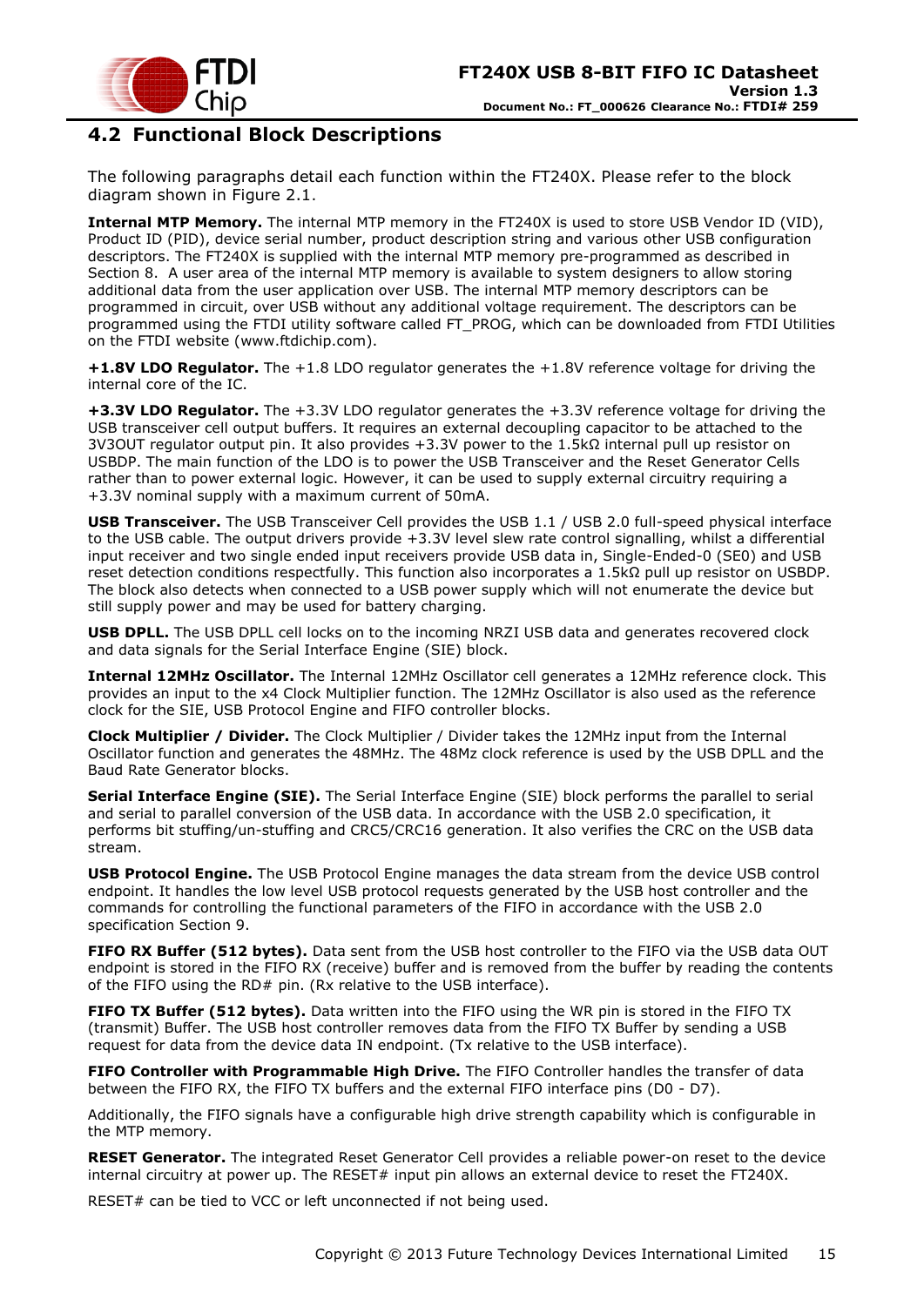## 4.2 Functional Block Descriptions

The following paragraphs detail each function within the FT240X. Please refer to the block diagram shown in Figure 2.1.

**Internal MTP Memory.** The internal MTP memory in the FT240X is used to store USB Vendor ID (VID), Product ID (PID), device serial number, product description string and various other USB configuration descriptors. The FT240X is supplied with the internal MTP memory pre-programmed as described in Section 8. A user area of the internal MTP memory is available to system designers to allow storing additional data from the user application over USB. The internal MTP memory descriptors can be programmed in circuit, over USB without any additional voltage requirement. The descriptors can be programmed using the FTDI utility software called FT_PROG, which can be downloaded from FTDI Utilities on the FTDI website (www.ftdichip.com).

**+1.8V LDO Regulator.** The +1.8 LDO regulator generates the +1.8V reference voltage for driving the internal core of the IC.

**+3.3V LDO Regulator.** The +3.3V LDO regulator generates the +3.3V reference voltage for driving the USB transceiver cell output buffers. It requires an external decoupling capacitor to be attached to the 3V3OUT regulator output pin. It also provides +3.3V power to the 1.5kΩ internal pull up resistor on USBDP. The main function of the LDO is to power the USB Transceiver and the Reset Generator Cells rather than to power external logic. However, it can be used to supply external circuitry requiring a +3.3V nominal supply with a maximum current of 50mA.

**USB Transceiver.** The USB Transceiver Cell provides the USB 1.1 / USB 2.0 full-speed physical interface to the USB cable. The output drivers provide +3.3V level slew rate control signalling, whilst a differential input receiver and two single ended input receivers provide USB data in, Single-Ended-0 (SE0) and USB reset detection conditions respectfully. This function also incorporates a 1.5kΩ pull up resistor on USBDP. The block also detects when connected to a USB power supply which will not enumerate the device but still supply power and may be used for battery charging.

**USB DPLL.** The USB DPLL cell locks on to the incoming NRZI USB data and generates recovered clock and data signals for the Serial Interface Engine (SIE) block.

**Internal 12MHz Oscillator.** The Internal 12MHz Oscillator cell generates a 12MHz reference clock. This provides an input to the x4 Clock Multiplier function. The 12MHz Oscillator is also used as the reference clock for the SIE, USB Protocol Engine and FIFO controller blocks.

**Clock Multiplier / Divider.** The Clock Multiplier / Divider takes the 12MHz input from the Internal Oscillator function and generates the 48MHz. The 48Mz clock reference is used by the USB DPLL and the Baud Rate Generator blocks.

**Serial Interface Engine (SIE).** The Serial Interface Engine (SIE) block performs the parallel to serial and serial to parallel conversion of the USB data. In accordance with the USB 2.0 specification, it performs bit stuffing/un-stuffing and CRC5/CRC16 generation. It also verifies the CRC on the USB data stream.

**USB Protocol Engine.** The USB Protocol Engine manages the data stream from the device USB control endpoint. It handles the low level USB protocol requests generated by the USB host controller and the commands for controlling the functional parameters of the FIFO in accordance with the USB 2.0 specification Section 9.

**FIFO RX Buffer (512 bytes).** Data sent from the USB host controller to the FIFO via the USB data OUT endpoint is stored in the FIFO RX (receive) buffer and is removed from the buffer by reading the contents of the FIFO using the RD# pin. (Rx relative to the USB interface).

**FIFO TX Buffer (512 bytes).** Data written into the FIFO using the WR pin is stored in the FIFO TX (transmit) Buffer. The USB host controller removes data from the FIFO TX Buffer by sending a USB request for data from the device data IN endpoint. (Tx relative to the USB interface).

**FIFO Controller with Programmable High Drive.** The FIFO Controller handles the transfer of data between the FIFO RX, the FIFO TX buffers and the external FIFO interface pins (D0 - D7).

Additionally, the FIFO signals have a configurable high drive strength capability which is configurable in the MTP memory.

**RESET Generator.** The integrated Reset Generator Cell provides a reliable power-on reset to the device internal circuitry at power up. The RESET# input pin allows an external device to reset the FT240X.

RESET# can be tied to VCC or left unconnected if not being used.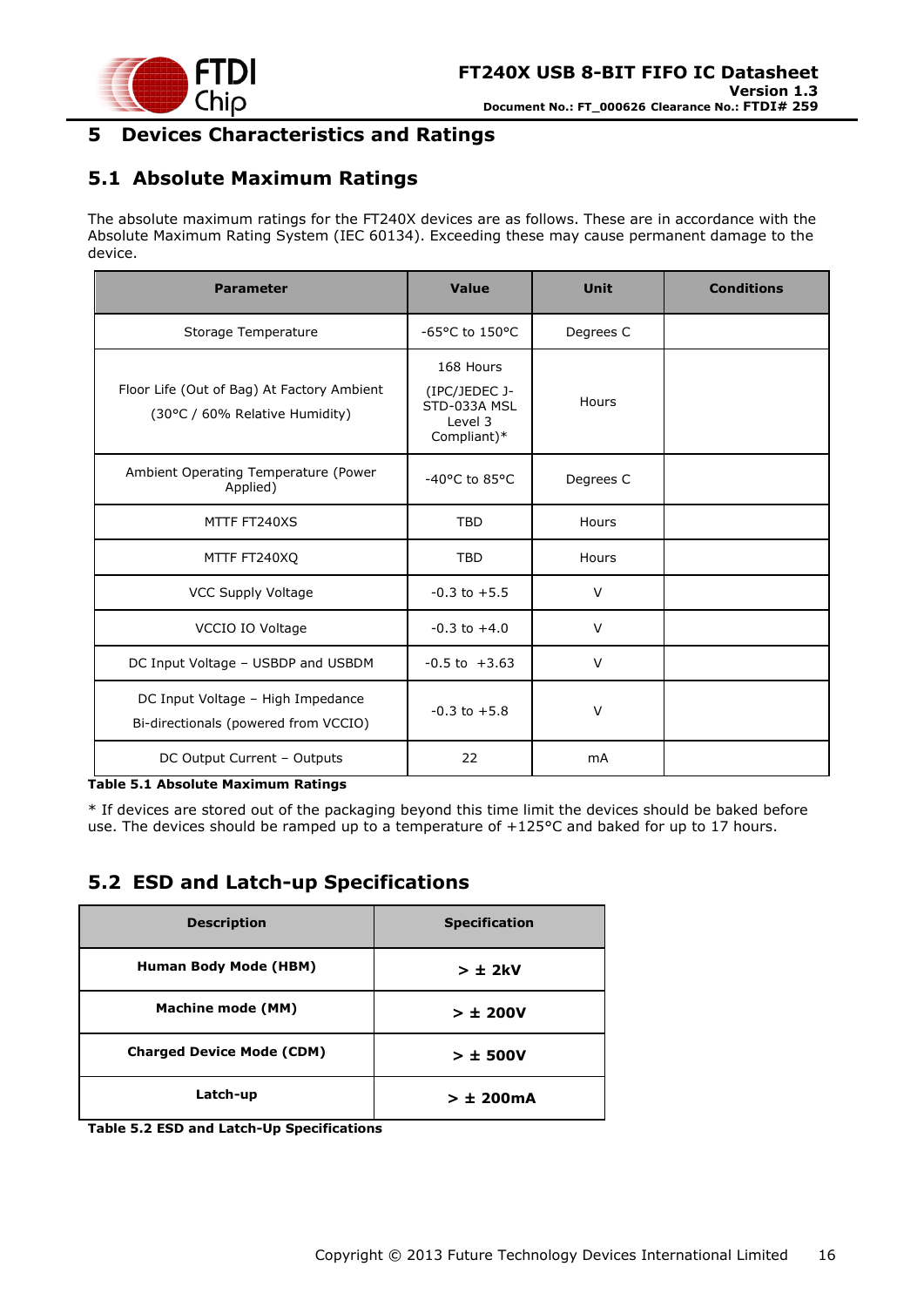# 5 Devices Characteristics and Ratings

## 5.1 Absolute Maximum Ratings

The absolute maximum ratings for the FT240X devices are as follows. These are in accordance with the Absolute Maximum Rating System (IEC 60134). Exceeding these may cause permanent damage to the device.

| Parameter | Value | Unit | Conditions |
|---|---|---|---|
| Storage Temperature | -65°C to 150°C | Degrees C | |
| Floor Life (Out of Bag) At Factory Ambient (30°C / 60% Relative Humidity) | 168 Hours (IPC/JEDEC J-STD-033A MSL Level 3 Compliant)* | Hours | |
| Ambient Operating Temperature (Power Applied) | -40°C to 85°C | Degrees C | |
| MTTF FT240XS | TBD | Hours | |
| MTTF FT240XQ | TBD | Hours | |
| VCC Supply Voltage | -0.3 to +5.5 | V | |
| VCCIO IO Voltage | -0.3 to +4.0 | V | |
| DC Input Voltage – USBDP and USBDM | -0.5 to +3.63 | V | |
| DC Input Voltage – High Impedance Bi-directionals (powered from VCCIO) | -0.3 to +5.8 | V | |
| DC Output Current – Outputs | 22 | mA | |

**Table 5.1 Absolute Maximum Ratings**

* If devices are stored out of the packaging beyond this time limit the devices should be baked before use. The devices should be ramped up to a temperature of +125°C and baked for up to 17 hours.

## 5.2 ESD and Latch-up Specifications

| Description | Specification |
|---|---|
| **Human Body Mode (HBM)** | **> ± 2kV** |
| **Machine mode (MM)** | **> ± 200V** |
| **Charged Device Mode (CDM)** | **> ± 500V** |
| **Latch-up** | **> ± 200mA** |

**Table 5.2 ESD and Latch-Up Specifications**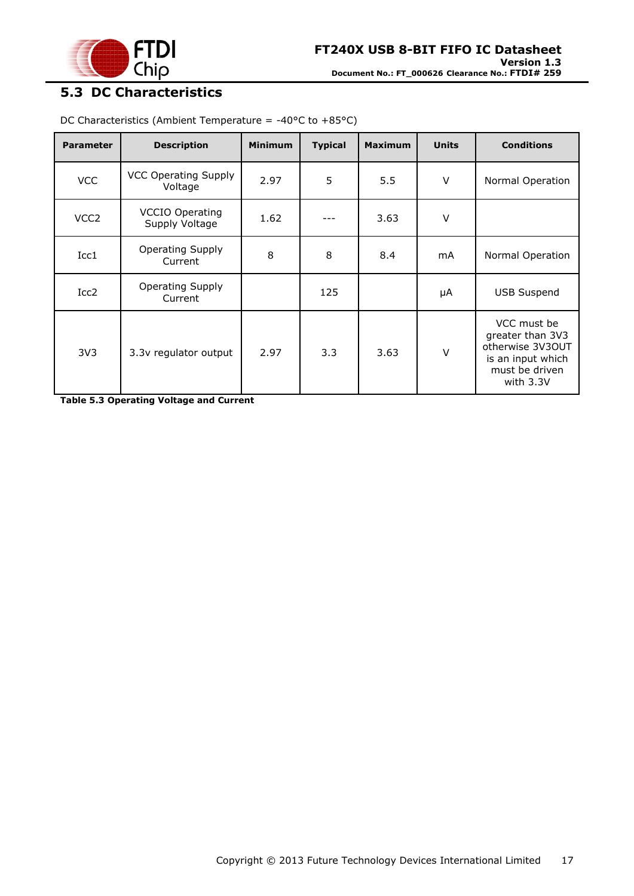## 5.3 DC Characteristics

DC Characteristics (Ambient Temperature = -40°C to +85°C)

| Parameter | Description | Minimum | Typical | Maximum | Units | Conditions |
|---|---|---|---|---|---|---|
| VCC | VCC Operating Supply Voltage | 2.97 | 5 | 5.5 | V | Normal Operation |
| VCC2 | VCCIO Operating Supply Voltage | 1.62 | --- | 3.63 | V | |
| Icc1 | Operating Supply Current | 8 | 8 | 8.4 | mA | Normal Operation |
| Icc2 | Operating Supply Current | | 125 | | μA | USB Suspend |
| 3V3 | 3.3v regulator output | 2.97 | 3.3 | 3.63 | V | VCC must be greater than 3V3 otherwise 3V3OUT is an input which must be driven with 3.3V |

**Table 5.3 Operating Voltage and Current**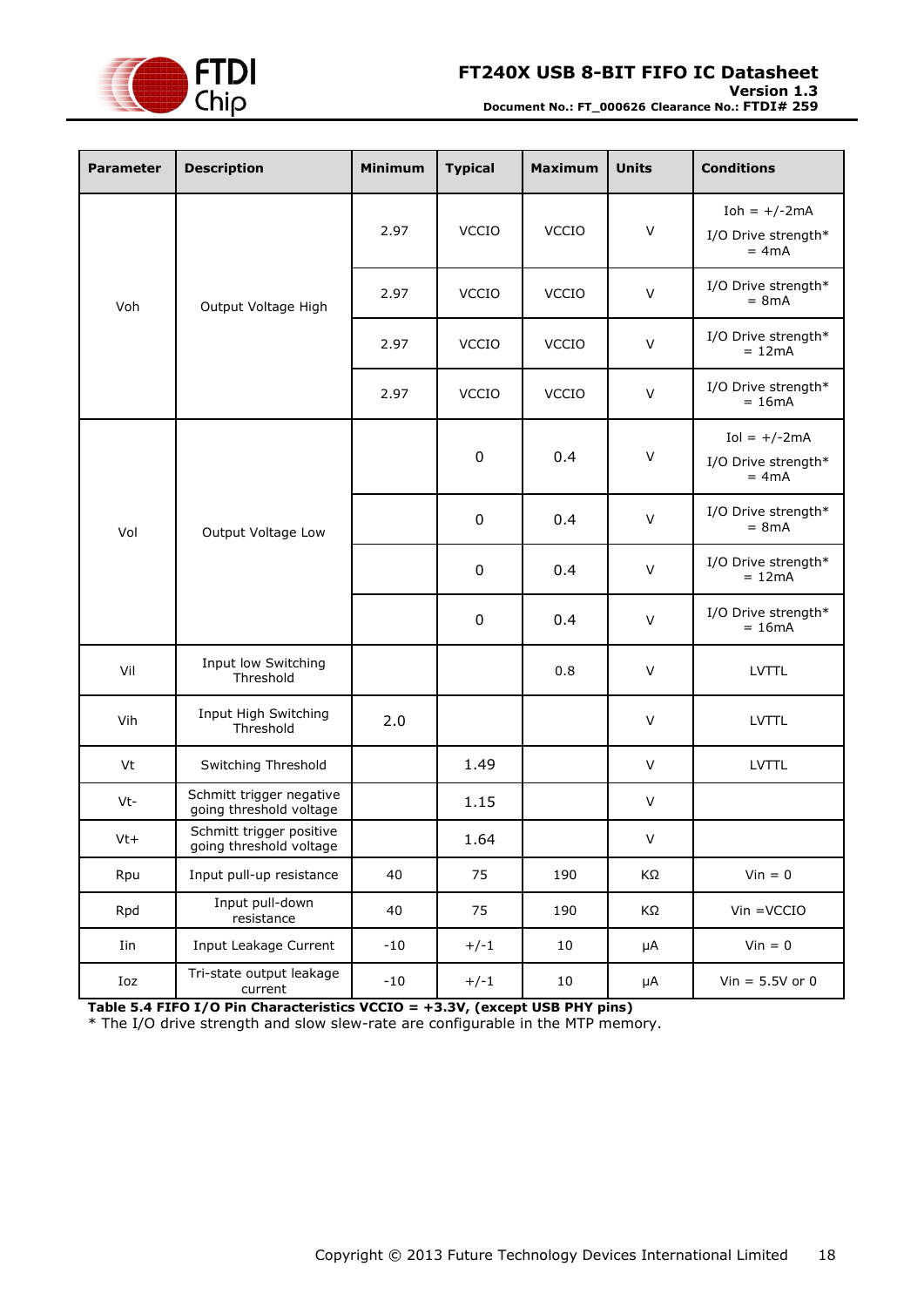| Parameter | Description | Minimum | Typical | Maximum | Units | Conditions |
|---|---|---|---|---|---|---|
| Voh | Output Voltage High | 2.97 | VCCIO | VCCIO | V | Ioh = +/-2mA I/O Drive strength* = 4mA |
| | | 2.97 | VCCIO | VCCIO | V | I/O Drive strength* = 8mA |
| | | 2.97 | VCCIO | VCCIO | V | I/O Drive strength* = 12mA |
| | | 2.97 | VCCIO | VCCIO | V | I/O Drive strength* = 16mA |
| Vol | Output Voltage Low | | 0 | 0.4 | V | Iol = +/-2mA I/O Drive strength* = 4mA |
| | | | 0 | 0.4 | V | I/O Drive strength* = 8mA |
| | | | 0 | 0.4 | V | I/O Drive strength* = 12mA |
| | | | 0 | 0.4 | V | I/O Drive strength* = 16mA |
| Vil | Input low Switching Threshold | | | 0.8 | V | LVTTL |
| Vih | Input High Switching Threshold | 2.0 | | | V | LVTTL |
| Vt | Switching Threshold | | 1.49 | | V | LVTTL |
| Vt- | Schmitt trigger negative going threshold voltage | | 1.15 | | V | |
| Vt+ | Schmitt trigger positive going threshold voltage | | 1.64 | | V | |
| Rpu | Input pull-up resistance | 40 | 75 | 190 | KΩ | Vin = 0 |
| Rpd | Input pull-down resistance | 40 | 75 | 190 | KΩ | Vin =VCCIO |
| Iin | Input Leakage Current | -10 | +/-1 | 10 | μA | Vin = 0 |
| Ioz | Tri-state output leakage current | -10 | +/-1 | 10 | μA | Vin = 5.5V or 0 |

**Table 5.4 FIFO I/O Pin Characteristics VCCIO = +3.3V, (except USB PHY pins)**

* The I/O drive strength and slow slew-rate are configurable in the MTP memory.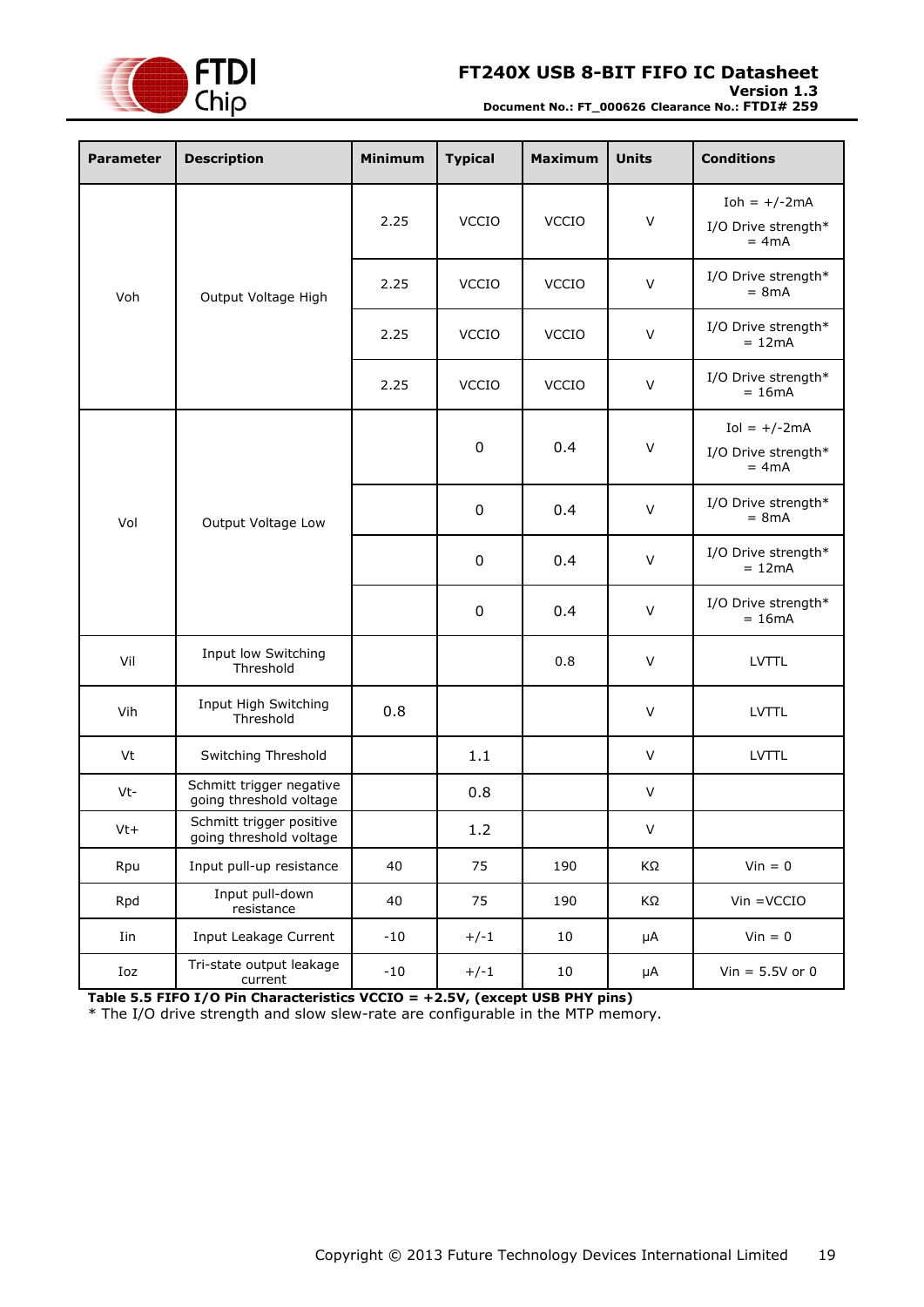| Parameter | Description | Minimum | Typical | Maximum | Units | Conditions |
|---|---|---|---|---|---|---|
| Voh | Output Voltage High | 2.25 | VCCIO | VCCIO | V | Ioh = +/-2mA I/O Drive strength* = 4mA |
| | | 2.25 | VCCIO | VCCIO | V | I/O Drive strength* = 8mA |
| | | 2.25 | VCCIO | VCCIO | V | I/O Drive strength* = 12mA |
| | | 2.25 | VCCIO | VCCIO | V | I/O Drive strength* = 16mA |
| Vol | Output Voltage Low | | 0 | 0.4 | V | Iol = +/-2mA I/O Drive strength* = 4mA |
| | | | 0 | 0.4 | V | I/O Drive strength* = 8mA |
| | | | 0 | 0.4 | V | I/O Drive strength* = 12mA |
| | | | 0 | 0.4 | V | I/O Drive strength* = 16mA |
| Vil | Input low Switching Threshold | | | 0.8 | V | LVTTL |
| Vih | Input High Switching Threshold | 0.8 | | | V | LVTTL |
| Vt | Switching Threshold | | 1.1 | | V | LVTTL |
| Vt- | Schmitt trigger negative going threshold voltage | | 0.8 | | V | |
| Vt+ | Schmitt trigger positive going threshold voltage | | 1.2 | | V | |
| Rpu | Input pull-up resistance | 40 | 75 | 190 | KΩ | Vin = 0 |
| Rpd | Input pull-down resistance | 40 | 75 | 190 | KΩ | Vin =VCCIO |
| Iin | Input Leakage Current | -10 | +/-1 | 10 | μA | Vin = 0 |
| Ioz | Tri-state output leakage current | -10 | +/-1 | 10 | μA | Vin = 5.5V or 0 |

**Table 5.5 FIFO I/O Pin Characteristics VCCIO = +2.5V, (except USB PHY pins)**

* The I/O drive strength and slow slew-rate are configurable in the MTP memory.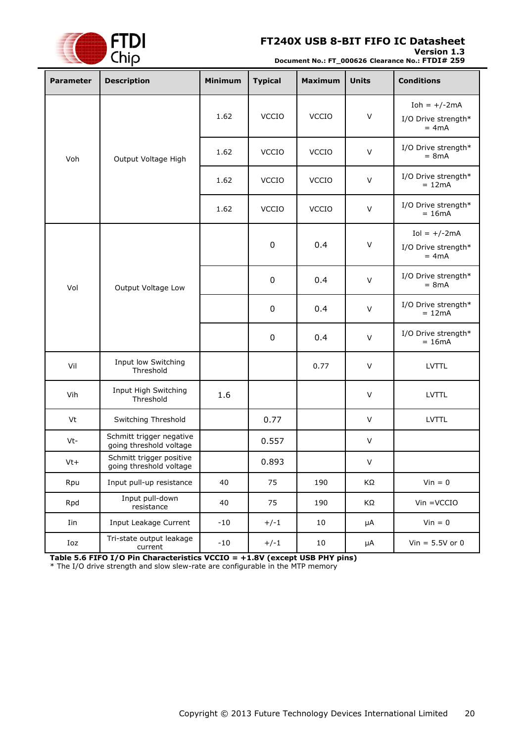| Parameter | Description | Minimum | Typical | Maximum | Units | Conditions |
|---|---|---|---|---|---|---|
| Voh | Output Voltage High | 1.62 | VCCIO | VCCIO | V | Ioh = +/-2mA I/O Drive strength* = 4mA |
| | | 1.62 | VCCIO | VCCIO | V | I/O Drive strength* = 8mA |
| | | 1.62 | VCCIO | VCCIO | V | I/O Drive strength* = 12mA |
| | | 1.62 | VCCIO | VCCIO | V | I/O Drive strength* = 16mA |
| Vol | Output Voltage Low | | 0 | 0.4 | V | Iol = +/-2mA I/O Drive strength* = 4mA |
| | | | 0 | 0.4 | V | I/O Drive strength* = 8mA |
| | | | 0 | 0.4 | V | I/O Drive strength* = 12mA |
| | | | 0 | 0.4 | V | I/O Drive strength* = 16mA |
| Vil | Input low Switching Threshold | | | 0.77 | V | LVTTL |
| Vih | Input High Switching Threshold | 1.6 | | | V | LVTTL |
| Vt | Switching Threshold | | 0.77 | | V | LVTTL |
| Vt- | Schmitt trigger negative going threshold voltage | | 0.557 | | V | |
| Vt+ | Schmitt trigger positive going threshold voltage | | 0.893 | | V | |
| Rpu | Input pull-up resistance | 40 | 75 | 190 | KΩ | Vin = 0 |
| Rpd | Input pull-down resistance | 40 | 75 | 190 | KΩ | Vin =VCCIO |
| Iin | Input Leakage Current | -10 | +/-1 | 10 | μA | Vin = 0 |
| Ioz | Tri-state output leakage current | -10 | +/-1 | 10 | μA | Vin = 5.5V or 0 |

**Table 5.6 FIFO I/O Pin Characteristics VCCIO = +1.8V (except USB PHY pins)**

* The I/O drive strength and slow slew-rate are configurable in the MTP memory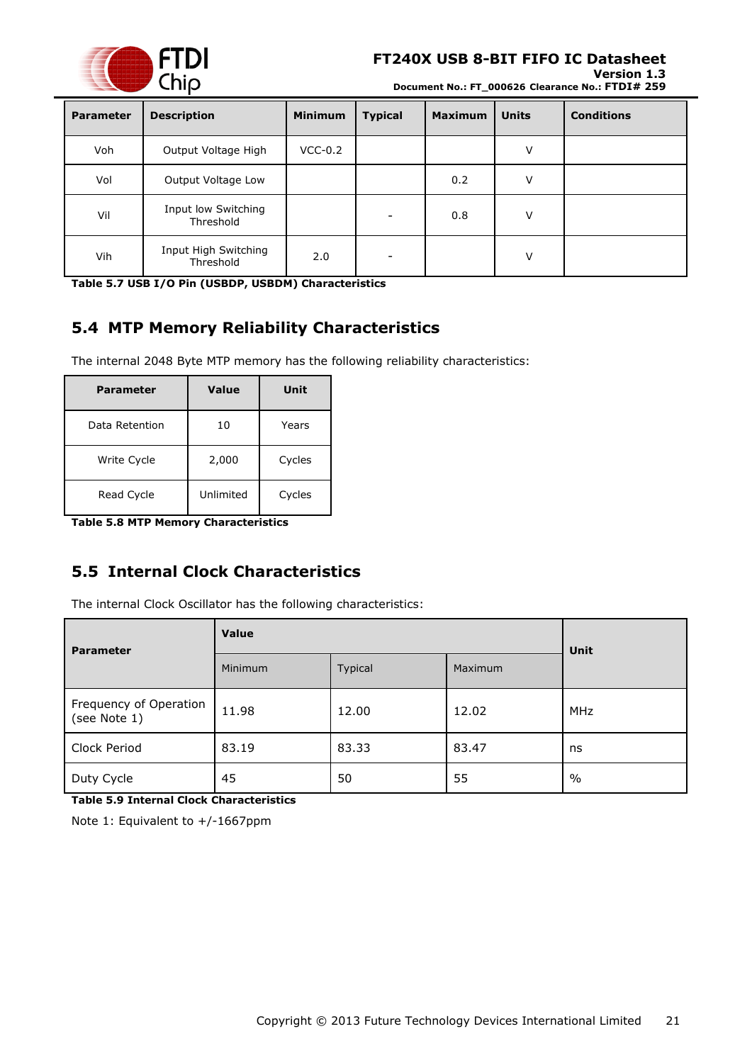| Parameter | Description | Minimum | Typical | Maximum | Units | Conditions |
|---|---|---|---|---|---|---|
| Voh | Output Voltage High | VCC-0.2 | | | V | |
| Vol | Output Voltage Low | | | 0.2 | V | |
| Vil | Input low Switching Threshold | | - | 0.8 | V | |
| Vih | Input High Switching Threshold | 2.0 | - | | V | |

**Table 5.7 USB I/O Pin (USBDP, USBDM) Characteristics**

## 5.4 MTP Memory Reliability Characteristics

The internal 2048 Byte MTP memory has the following reliability characteristics:

| Parameter | Value | Unit |
|---|---|---|
| Data Retention | 10 | Years |
| Write Cycle | 2,000 | Cycles |
| Read Cycle | Unlimited | Cycles |

**Table 5.8 MTP Memory Characteristics**

## 5.5 Internal Clock Characteristics

The internal Clock Oscillator has the following characteristics:

| Parameter | Value | | | Unit |
|---|---|---|---|---|
| | Minimum | Typical | Maximum | |
| Frequency of Operation (see Note 1) | 11.98 | 12.00 | 12.02 | MHz |
| Clock Period | 83.19 | 83.33 | 83.47 | ns |
| Duty Cycle | 45 | 50 | 55 | % |

**Table 5.9 Internal Clock Characteristics**

Note 1: Equivalent to +/-1667ppm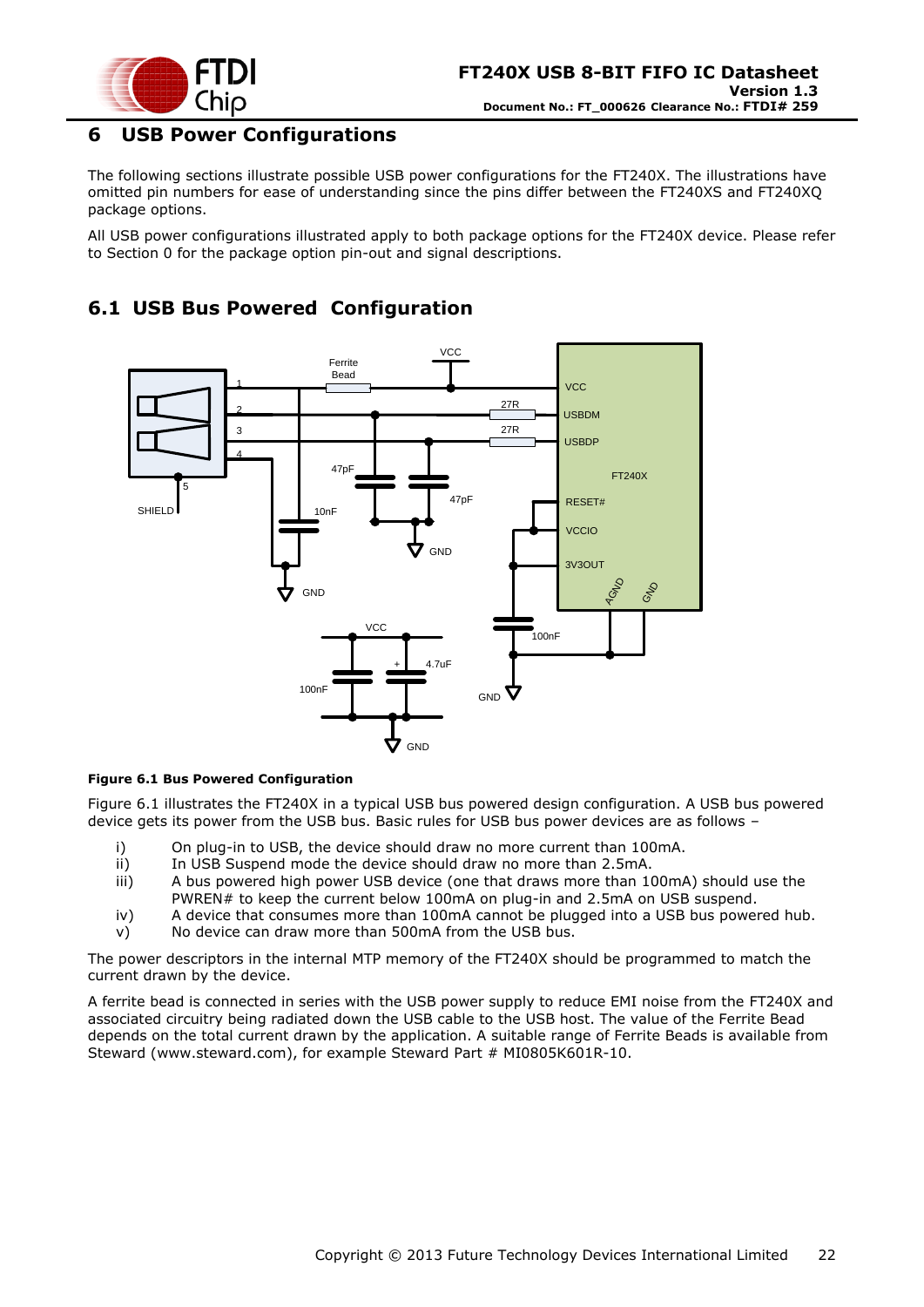# 6 USB Power Configurations

The following sections illustrate possible USB power configurations for the FT240X. The illustrations have omitted pin numbers for ease of understanding since the pins differ between the FT240XS and FT240XQ package options.

All USB power configurations illustrated apply to both package options for the FT240X device. Please refer to Section 0 for the package option pin-out and signal descriptions.

## 6.1 USB Bus Powered Configuration

**Figure 6.1 Bus Powered Configuration**

Figure 6.1 illustrates the FT240X in a typical USB bus powered design configuration. A USB bus powered device gets its power from the USB bus. Basic rules for USB bus power devices are as follows –

i) On plug-in to USB, the device should draw no more current than 100mA.
ii) In USB Suspend mode the device should draw no more than 2.5mA.
iii) A bus powered high power USB device (one that draws more than 100mA) should use the PWREN# to keep the current below 100mA on plug-in and 2.5mA on USB suspend.
iv) A device that consumes more than 100mA cannot be plugged into a USB bus powered hub.
v) No device can draw more than 500mA from the USB bus.

The power descriptors in the internal MTP memory of the FT240X should be programmed to match the current drawn by the device.

A ferrite bead is connected in series with the USB power supply to reduce EMI noise from the FT240X and associated circuitry being radiated down the USB cable to the USB host. The value of the Ferrite Bead depends on the total current drawn by the application. A suitable range of Ferrite Beads is available from Steward (www.steward.com), for example Steward Part # MI0805K601R-10.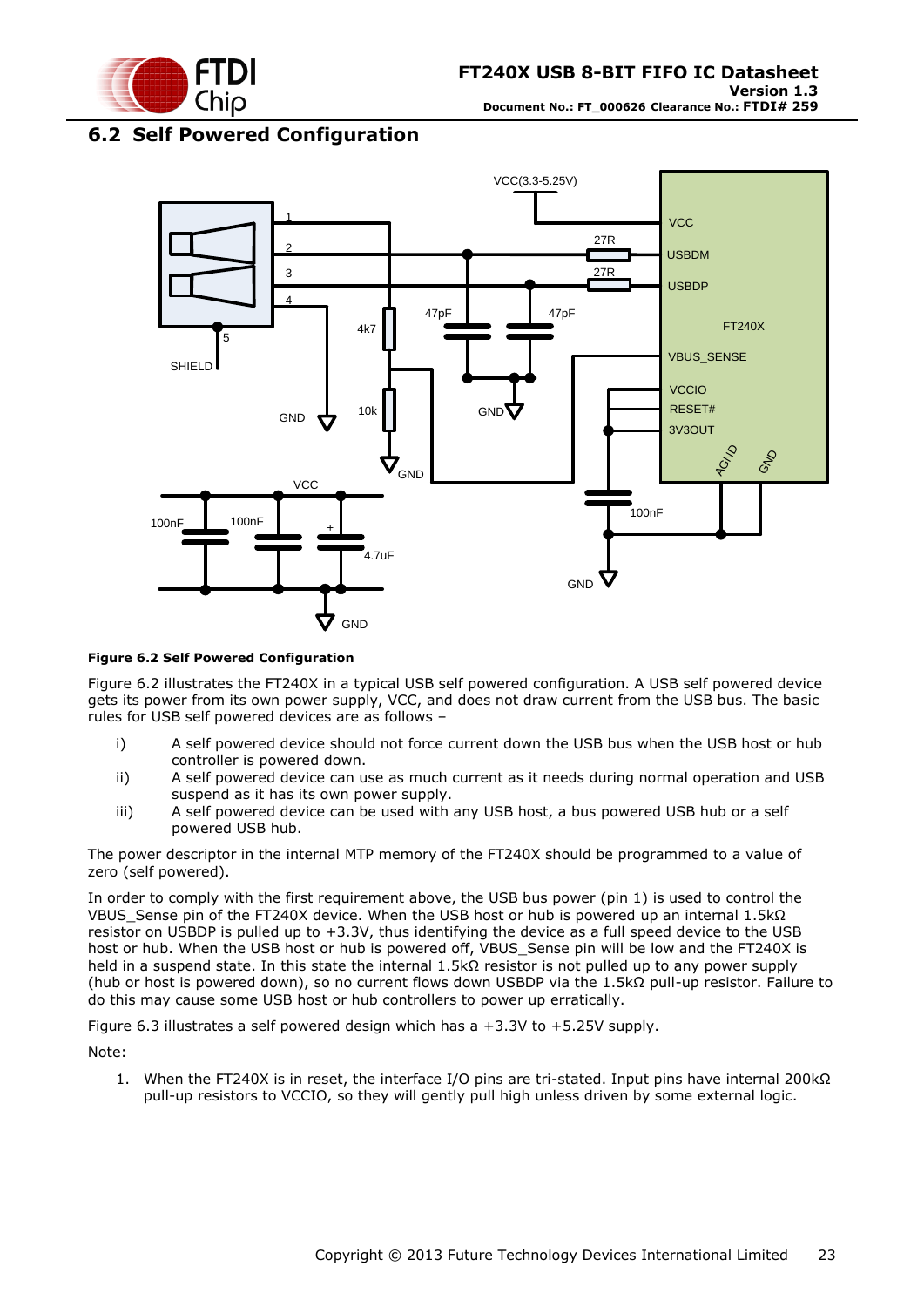## 6.2 Self Powered Configuration

**Figure 6.2 Self Powered Configuration**

Figure 6.2 illustrates the FT240X in a typical USB self powered configuration. A USB self powered device gets its power from its own power supply, VCC, and does not draw current from the USB bus. The basic rules for USB self powered devices are as follows –

i) A self powered device should not force current down the USB bus when the USB host or hub controller is powered down.

ii) A self powered device can use as much current as it needs during normal operation and USB suspend as it has its own power supply.

iii) A self powered device can be used with any USB host, a bus powered USB hub or a self powered USB hub.

The power descriptor in the internal MTP memory of the FT240X should be programmed to a value of zero (self powered).

In order to comply with the first requirement above, the USB bus power (pin 1) is used to control the VBUS_Sense pin of the FT240X device. When the USB host or hub is powered up an internal 1.5kΩ resistor on USBDP is pulled up to +3.3V, thus identifying the device as a full speed device to the USB host or hub. When the USB host or hub is powered off, VBUS_Sense pin will be low and the FT240X is held in a suspend state. In this state the internal 1.5kΩ resistor is not pulled up to any power supply (hub or host is powered down), so no current flows down USBDP via the 1.5kΩ pull-up resistor. Failure to do this may cause some USB host or hub controllers to power up erratically.

Figure 6.3 illustrates a self powered design which has a +3.3V to +5.25V supply.

Note:

1. When the FT240X is in reset, the interface I/O pins are tri-stated. Input pins have internal 200kΩ pull-up resistors to VCCIO, so they will gently pull high unless driven by some external logic.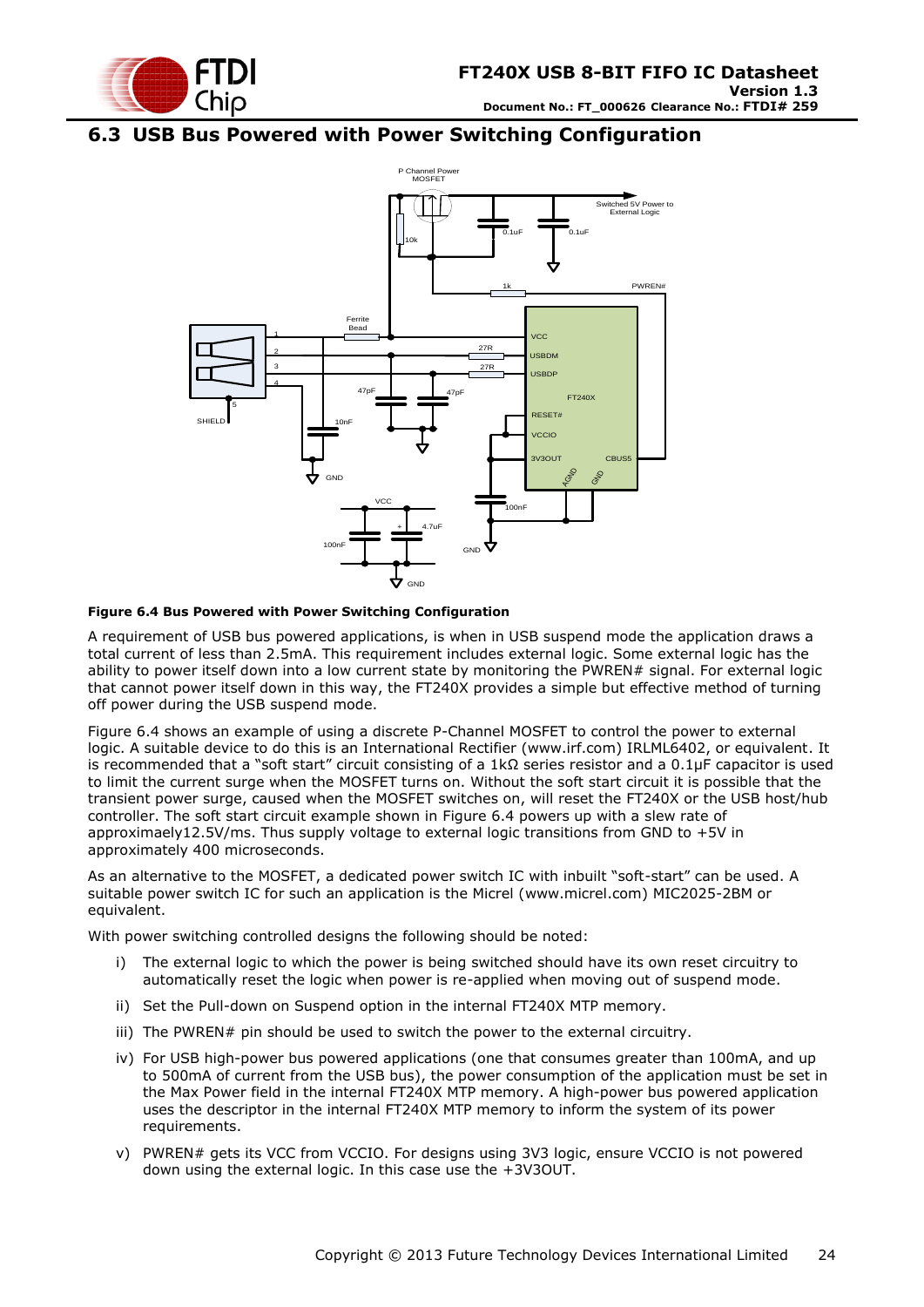## 6.3 USB Bus Powered with Power Switching Configuration

**Figure 6.4 Bus Powered with Power Switching Configuration**

A requirement of USB bus powered applications, is when in USB suspend mode the application draws a total current of less than 2.5mA. This requirement includes external logic. Some external logic has the ability to power itself down into a low current state by monitoring the PWREN# signal. For external logic that cannot power itself down in this way, the FT240X provides a simple but effective method of turning off power during the USB suspend mode.

Figure 6.4 shows an example of using a discrete P-Channel MOSFET to control the power to external logic. A suitable device to do this is an International Rectifier (www.irf.com) IRLML6402, or equivalent. It is recommended that a "soft start" circuit consisting of a 1kΩ series resistor and a 0.1μF capacitor is used to limit the current surge when the MOSFET turns on. Without the soft start circuit it is possible that the transient power surge, caused when the MOSFET switches on, will reset the FT240X or the USB host/hub controller. The soft start circuit example shown in Figure 6.4 powers up with a slew rate of approximaely12.5V/ms. Thus supply voltage to external logic transitions from GND to +5V in approximately 400 microseconds.

As an alternative to the MOSFET, a dedicated power switch IC with inbuilt "soft-start" can be used. A suitable power switch IC for such an application is the Micrel (www.micrel.com) MIC2025-2BM or equivalent.

With power switching controlled designs the following should be noted:

i) The external logic to which the power is being switched should have its own reset circuitry to automatically reset the logic when power is re-applied when moving out of suspend mode.

ii) Set the Pull-down on Suspend option in the internal FT240X MTP memory.

iii) The PWREN# pin should be used to switch the power to the external circuitry.

iv) For USB high-power bus powered applications (one that consumes greater than 100mA, and up to 500mA of current from the USB bus), the power consumption of the application must be set in the Max Power field in the internal FT240X MTP memory. A high-power bus powered application uses the descriptor in the internal FT240X MTP memory to inform the system of its power requirements.

v) PWREN# gets its VCC from VCCIO. For designs using 3V3 logic, ensure VCCIO is not powered down using the external logic. In this case use the +3V3OUT.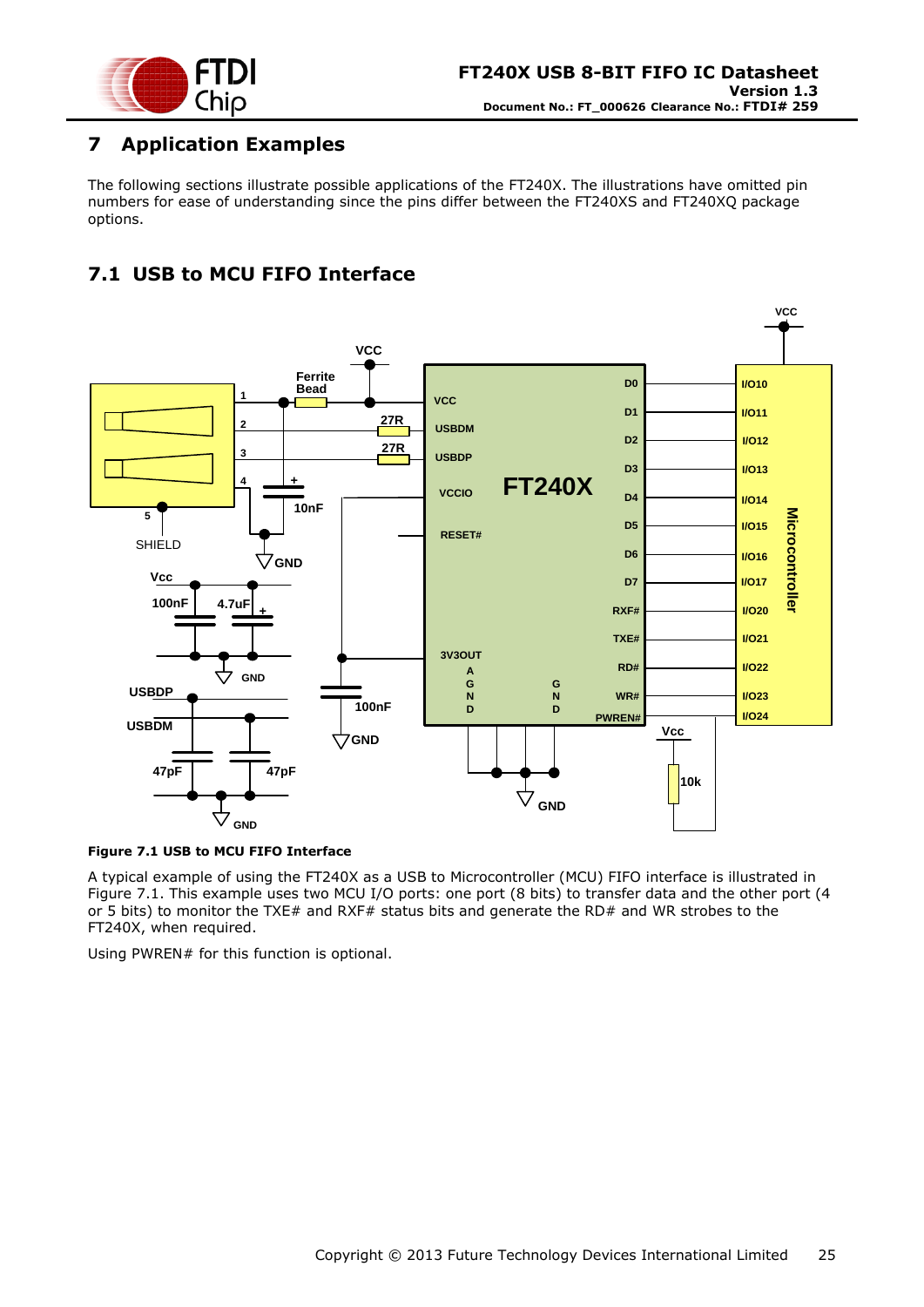# 7 Application Examples

The following sections illustrate possible applications of the FT240X. The illustrations have omitted pin numbers for ease of understanding since the pins differ between the FT240XS and FT240XQ package options.

## 7.1 USB to MCU FIFO Interface

**Figure 7.1 USB to MCU FIFO Interface**

A typical example of using the FT240X as a USB to Microcontroller (MCU) FIFO interface is illustrated in Figure 7.1. This example uses two MCU I/O ports: one port (8 bits) to transfer data and the other port (4 or 5 bits) to monitor the TXE# and RXF# status bits and generate the RD# and WR strobes to the FT240X, when required.

Using PWREN# for this function is optional.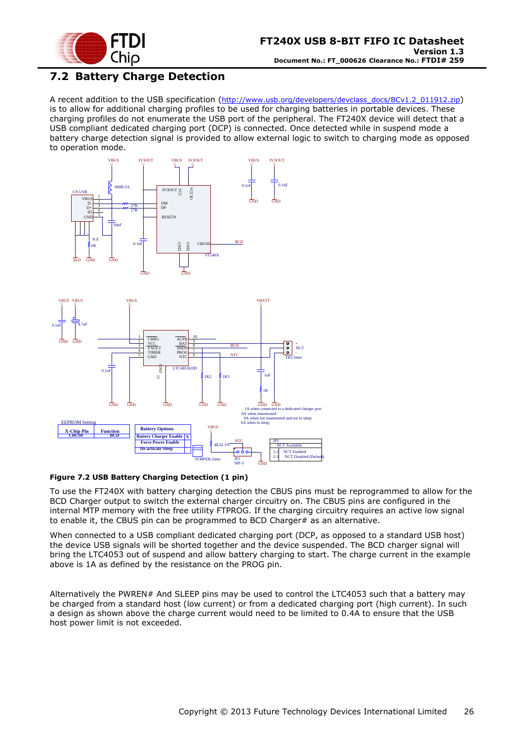## 7.2 Battery Charge Detection

A recent addition to the USB specification (http://www.usb.org/developers/devclass_docs/BCv1.2_011912.zip) is to allow for additional charging profiles to be used for charging batteries in portable devices. These charging profiles do not enumerate the USB port of the peripheral. The FT240X device will detect that a USB compliant dedicated charging port (DCP) is connected. Once detected while in suspend mode a battery charge detection signal is provided to allow external logic to switch to charging mode as opposed to operation mode.

**Figure 7.2 USB Battery Charging Detection (1 pin)**

To use the FT240X with battery charging detection the CBUS pins must be reprogrammed to allow for the BCD Charger output to switch the external charger circuitry on. The CBUS pins are configured in the internal MTP memory with the free utility FTPROG. If the charging circuitry requires an active low signal to enable it, the CBUS pin can be programmed to BCD Charger# as an alternative.

When connected to a USB compliant dedicated charging port (DCP, as opposed to a standard USB host) the device USB signals will be shorted together and the device suspended. The BCD charger signal will bring the LTC4053 out of suspend and allow battery charging to start. The charge current in the example above is 1A as defined by the resistance on the PROG pin.

Alternatively the PWREN# And SLEEP pins may be used to control the LTC4053 such that a battery may be charged from a standard host (low current) or from a dedicated charging port (high current). In such a design as shown above the charge current would need to be limited to 0.4A to ensure that the USB host power limit is not exceeded.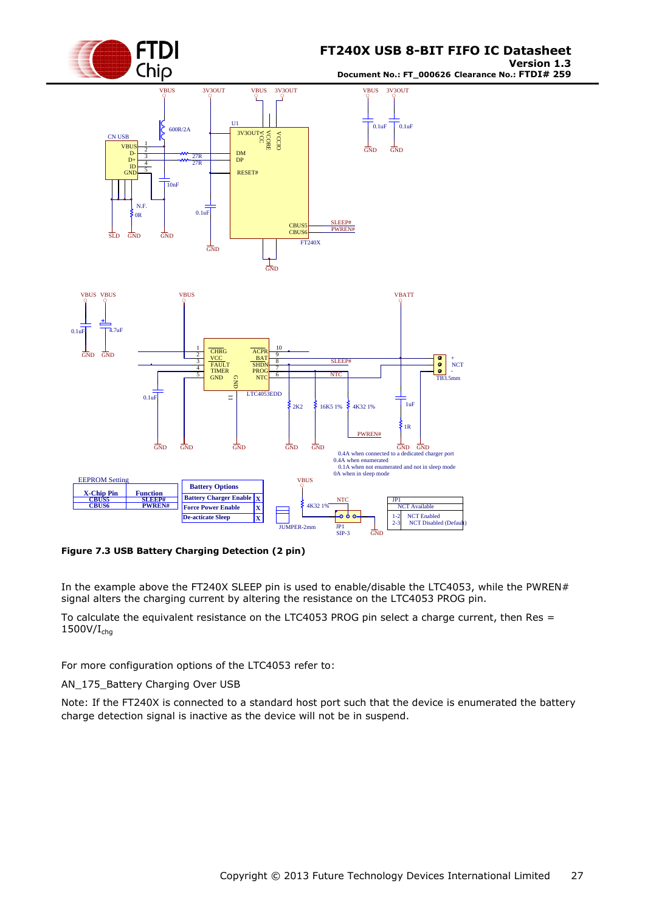**Figure 7.3 USB Battery Charging Detection (2 pin)**

In the example above the FT240X SLEEP pin is used to enable/disable the LTC4053, while the PWREN# signal alters the charging current by altering the resistance on the LTC4053 PROG pin.

To calculate the equivalent resistance on the LTC4053 PROG pin select a charge current, then Res = 1500V/$I_{chg}$

For more configuration options of the LTC4053 refer to:

AN_175_Battery Charging Over USB

Note: If the FT240X is connected to a standard host port such that the device is enumerated the battery charge detection signal is inactive as the device will not be in suspend.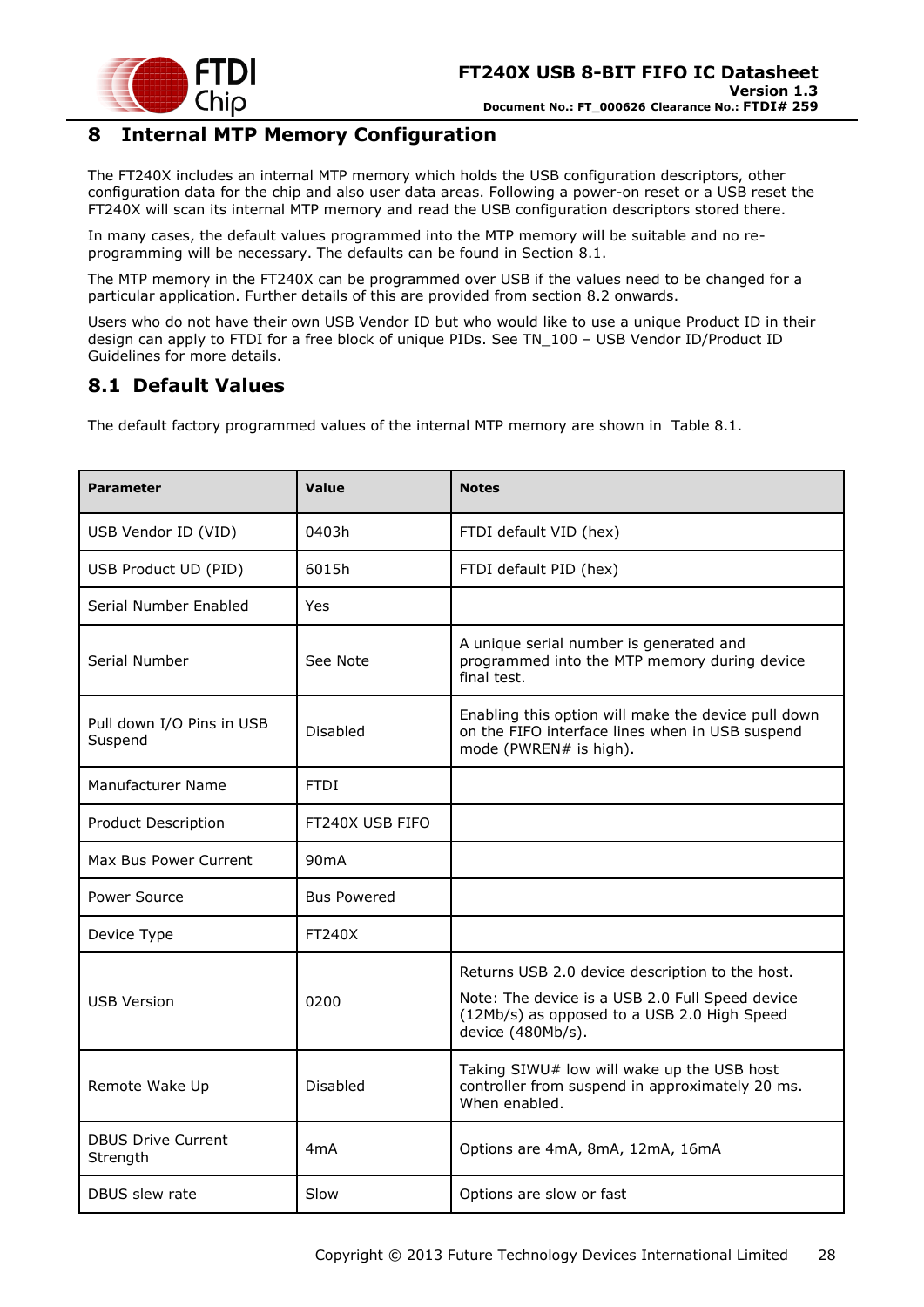# 8 Internal MTP Memory Configuration

The FT240X includes an internal MTP memory which holds the USB configuration descriptors, other configuration data for the chip and also user data areas. Following a power-on reset or a USB reset the FT240X will scan its internal MTP memory and read the USB configuration descriptors stored there.

In many cases, the default values programmed into the MTP memory will be suitable and no re-programming will be necessary. The defaults can be found in Section 8.1.

The MTP memory in the FT240X can be programmed over USB if the values need to be changed for a particular application. Further details of this are provided from section 8.2 onwards.

Users who do not have their own USB Vendor ID but who would like to use a unique Product ID in their design can apply to FTDI for a free block of unique PIDs. See TN_100 – USB Vendor ID/Product ID Guidelines for more details.

## 8.1 Default Values

The default factory programmed values of the internal MTP memory are shown in Table 8.1.

| Parameter | Value | Notes |
|---|---|---|
| USB Vendor ID (VID) | 0403h | FTDI default VID (hex) |
| USB Product UD (PID) | 6015h | FTDI default PID (hex) |
| Serial Number Enabled | Yes | |
| Serial Number | See Note | A unique serial number is generated and programmed into the MTP memory during device final test. |
| Pull down I/O Pins in USB Suspend | Disabled | Enabling this option will make the device pull down on the FIFO interface lines when in USB suspend mode (PWREN# is high). |
| Manufacturer Name | FTDI | |
| Product Description | FT240X USB FIFO | |
| Max Bus Power Current | 90mA | |
| Power Source | Bus Powered | |
| Device Type | FT240X | |
| USB Version | 0200 | Returns USB 2.0 device description to the host. Note: The device is a USB 2.0 Full Speed device (12Mb/s) as opposed to a USB 2.0 High Speed device (480Mb/s). |
| Remote Wake Up | Disabled | Taking SIWU# low will wake up the USB host controller from suspend in approximately 20 ms. When enabled. |
| DBUS Drive Current Strength | 4mA | Options are 4mA, 8mA, 12mA, 16mA |
| DBUS slew rate | Slow | Options are slow or fast |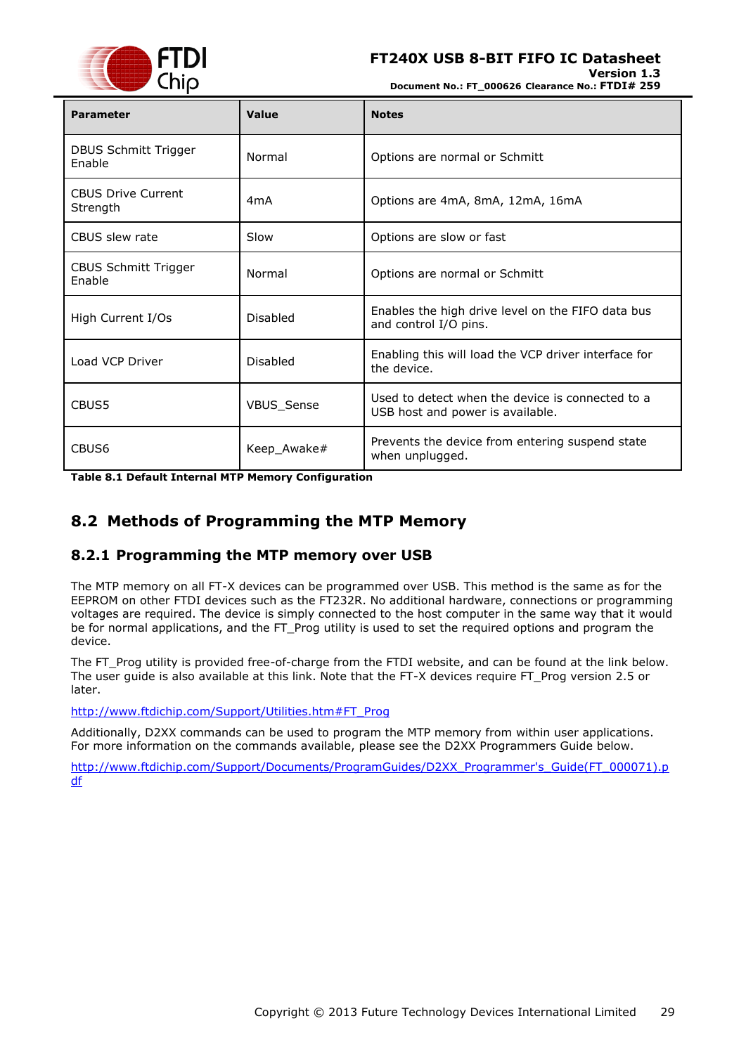| Parameter | Value | Notes |
|---|---|---|
| DBUS Schmitt Trigger Enable | Normal | Options are normal or Schmitt |
| CBUS Drive Current Strength | 4mA | Options are 4mA, 8mA, 12mA, 16mA |
| CBUS slew rate | Slow | Options are slow or fast |
| CBUS Schmitt Trigger Enable | Normal | Options are normal or Schmitt |
| High Current I/Os | Disabled | Enables the high drive level on the FIFO data bus and control I/O pins. |
| Load VCP Driver | Disabled | Enabling this will load the VCP driver interface for the device. |
| CBUS5 | VBUS_Sense | Used to detect when the device is connected to a USB host and power is available. |
| CBUS6 | Keep_Awake# | Prevents the device from entering suspend state when unplugged. |

**Table 8.1 Default Internal MTP Memory Configuration**

## 8.2 Methods of Programming the MTP Memory

### 8.2.1 Programming the MTP memory over USB

The MTP memory on all FT-X devices can be programmed over USB. This method is the same as for the EEPROM on other FTDI devices such as the FT232R. No additional hardware, connections or programming voltages are required. The device is simply connected to the host computer in the same way that it would be for normal applications, and the FT_Prog utility is used to set the required options and program the device.

The FT_Prog utility is provided free-of-charge from the FTDI website, and can be found at the link below. The user guide is also available at this link. Note that the FT-X devices require FT_Prog version 2.5 or later.

http://www.ftdichip.com/Support/Utilities.htm#FT_Prog

Additionally, D2XX commands can be used to program the MTP memory from within user applications. For more information on the commands available, please see the D2XX Programmers Guide below.

http://www.ftdichip.com/Support/Documents/ProgramGuides/D2XX_Programmer's_Guide(FT_000071).pdf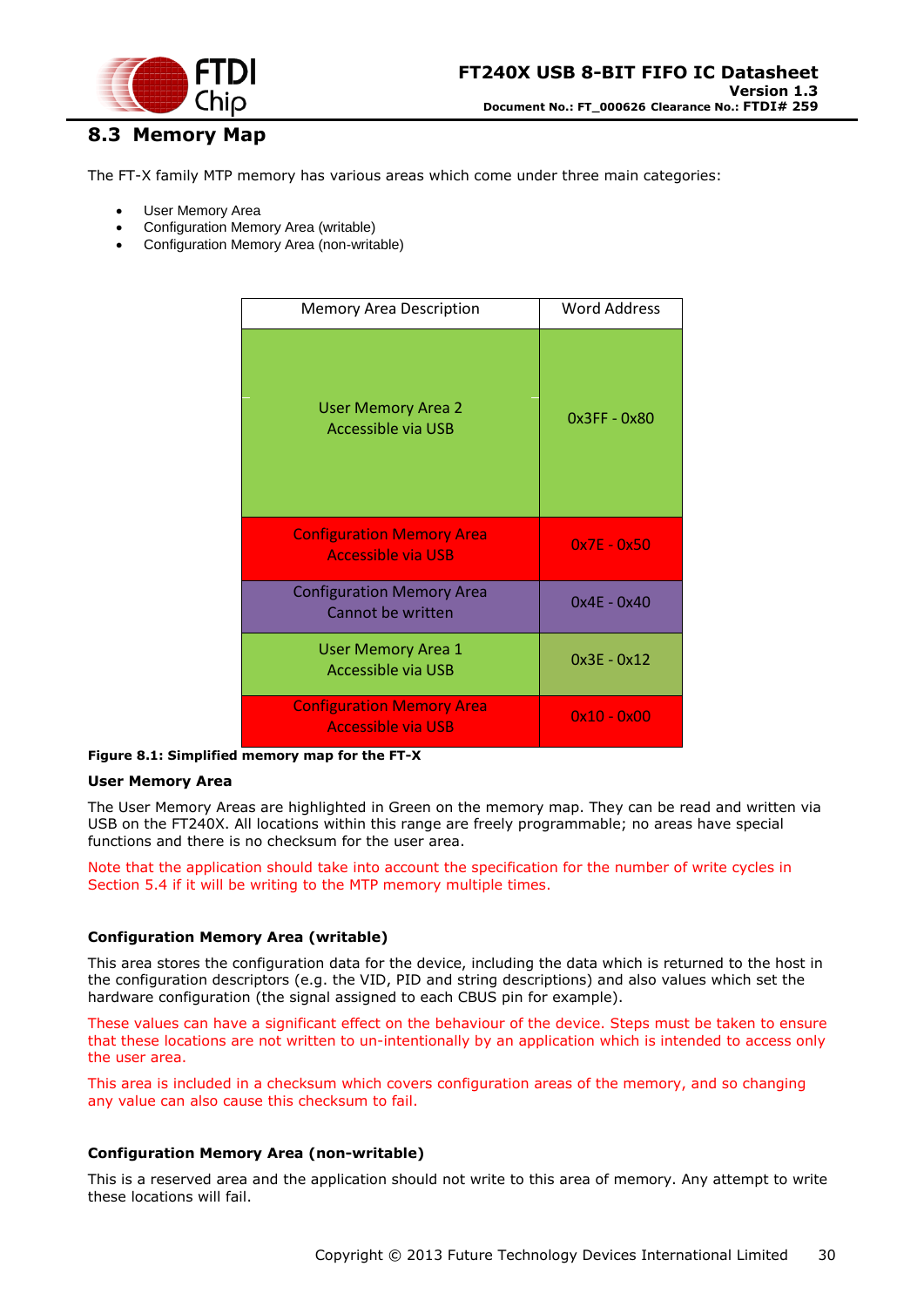## 8.3 Memory Map

The FT-X family MTP memory has various areas which come under three main categories:

- User Memory Area
- Configuration Memory Area (writable)
- Configuration Memory Area (non-writable)

| Memory Area Description | Word Address |
|---|---|
| User Memory Area 2 Accessible via USB | 0x3FF - 0x80 |
| Configuration Memory Area Accessible via USB | 0x7E - 0x50 |
| Configuration Memory Area Cannot be written | 0x4E - 0x40 |
| User Memory Area 1 Accessible via USB | 0x3E - 0x12 |
| Configuration Memory Area Accessible via USB | 0x10 - 0x00 |

**Figure 8.1: Simplified memory map for the FT-X**

**User Memory Area**

The User Memory Areas are highlighted in Green on the memory map. They can be read and written via USB on the FT240X. All locations within this range are freely programmable; no areas have special functions and there is no checksum for the user area.

Note that the application should take into account the specification for the number of write cycles in Section 5.4 if it will be writing to the MTP memory multiple times.

**Configuration Memory Area (writable)**

This area stores the configuration data for the device, including the data which is returned to the host in the configuration descriptors (e.g. the VID, PID and string descriptions) and also values which set the hardware configuration (the signal assigned to each CBUS pin for example).

These values can have a significant effect on the behaviour of the device. Steps must be taken to ensure that these locations are not written to un-intentionally by an application which is intended to access only the user area.

This area is included in a checksum which covers configuration areas of the memory, and so changing any value can also cause this checksum to fail.

**Configuration Memory Area (non-writable)**

This is a reserved area and the application should not write to this area of memory. Any attempt to write these locations will fail.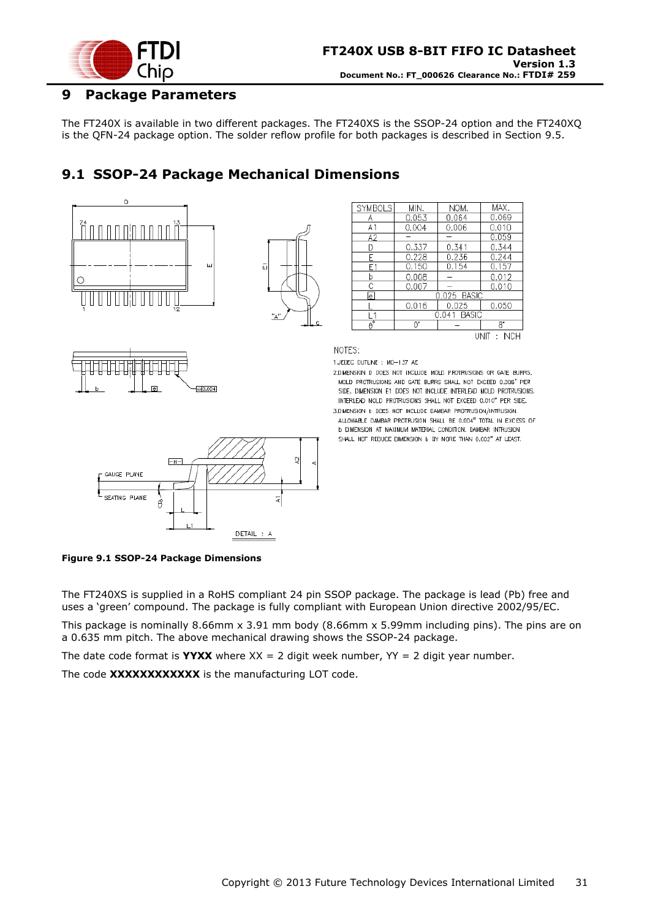# 9 Package Parameters

The FT240X is available in two different packages. The FT240XS is the SSOP-24 option and the FT240XQ is the QFN-24 package option. The solder reflow profile for both packages is described in Section 9.5.

## 9.1 SSOP-24 Package Mechanical Dimensions

| SYMBOLS | MIN. | NOM. | MAX. |
|---|---|---|---|
| A | 0.053 | 0.064 | 0.069 |
| A1 | 0.004 | 0.006 | 0.010 |
| A2 | – | – | 0.059 |
| D | 0.337 | 0.341 | 0.344 |
| E | 0.228 | 0.236 | 0.244 |
| E1 | 0.150 | 0.154 | 0.157 |
| b | 0.008 | – | 0.012 |
| C | 0.007 | – | 0.010 |
| e | 0.025 BASIC | | |
| L | 0.016 | 0.025 | 0.050 |
| L1 | 0.041 BASIC | | |
| θ° | 0° | – | 8° |

UNIT : INCH

NOTES:

1. JEDEC OUTLINE : MO-137 AE
2. DIMENSION D DOES NOT INCLUDE MOLD PROTRUSIONS OR GATE BURRS. MOLD PROTRUSIONS AND GATE BURRS SHALL NOT EXCEED 0.006" PER SIDE. DIMENSION E1 DOES NOT INCLUDE INTERLEAD MOLD PROTRUSIONS. INTERLEAD MOLD PROTRUSIONS SHALL NOT EXCEED 0.010" PER SIDE.
3. DIMENSION b DOES NOT INCLUDE DAMBAR PROTRUSION/INTRUSION. ALLOWABLE DAMBAR PROTRUSION SHALL BE 0.004" TOTAL IN EXCESS OF b DIMENSION AT MAXIMUM MATERIAL CONDITION. DAMBAR INTRUSION SHALL NOT REDUCE DIMENSION b BY MORE THAN 0.002" AT LEAST.

**Figure 9.1 SSOP-24 Package Dimensions**

The FT240XS is supplied in a RoHS compliant 24 pin SSOP package. The package is lead (Pb) free and uses a 'green' compound. The package is fully compliant with European Union directive 2002/95/EC.

This package is nominally 8.66mm x 3.91 mm body (8.66mm x 5.99mm including pins). The pins are on a 0.635 mm pitch. The above mechanical drawing shows the SSOP-24 package.

The date code format is **YYXX** where XX = 2 digit week number, YY = 2 digit year number.

The code **XXXXXXXXXXXX** is the manufacturing LOT code.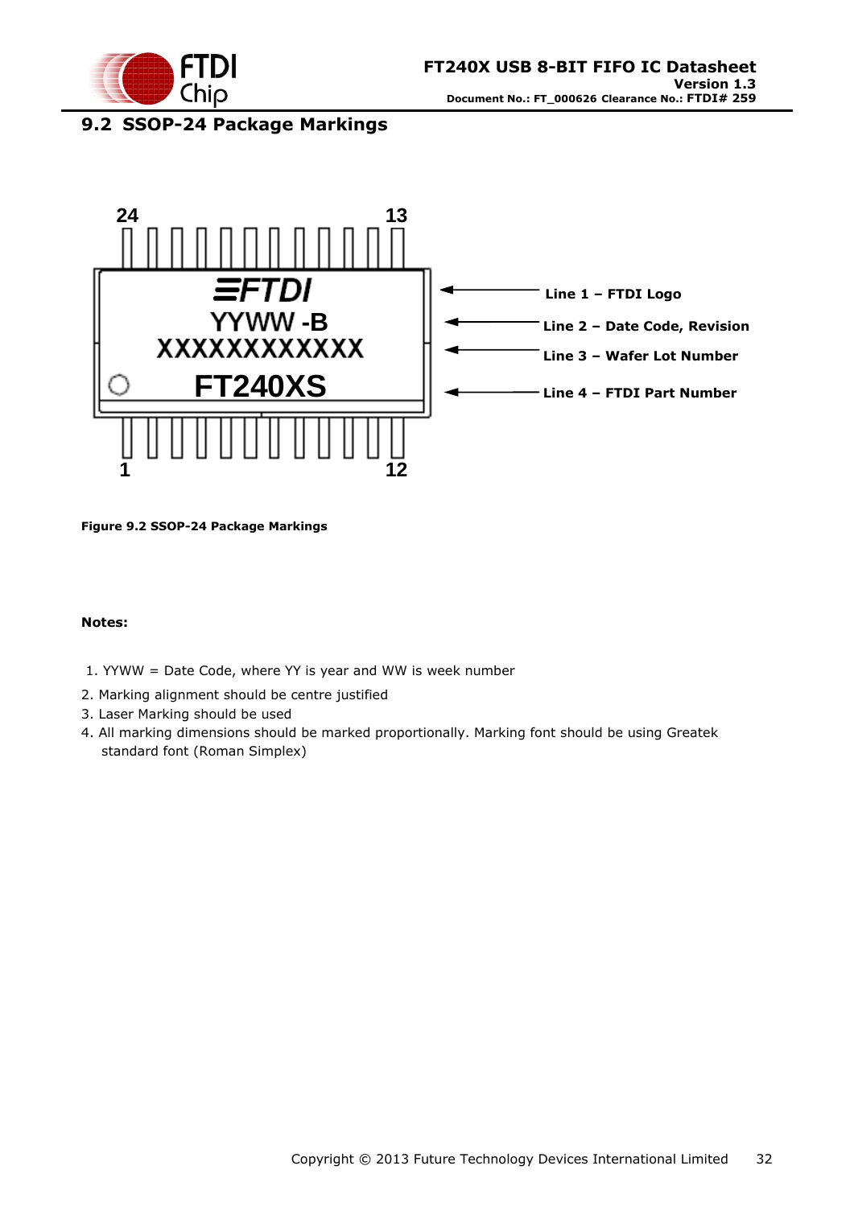## 9.2 SSOP-24 Package Markings

Line 1 – FTDI Logo

Line 2 – Date Code, Revision

Line 3 – Wafer Lot Number

Line 4 – FTDI Part Number

**Figure 9.2 SSOP-24 Package Markings**

**Notes:**

1. YYWW = Date Code, where YY is year and WW is week number
2. Marking alignment should be centre justified
3. Laser Marking should be used
4. All marking dimensions should be marked proportionally. Marking font should be using Greatek standard font (Roman Simplex)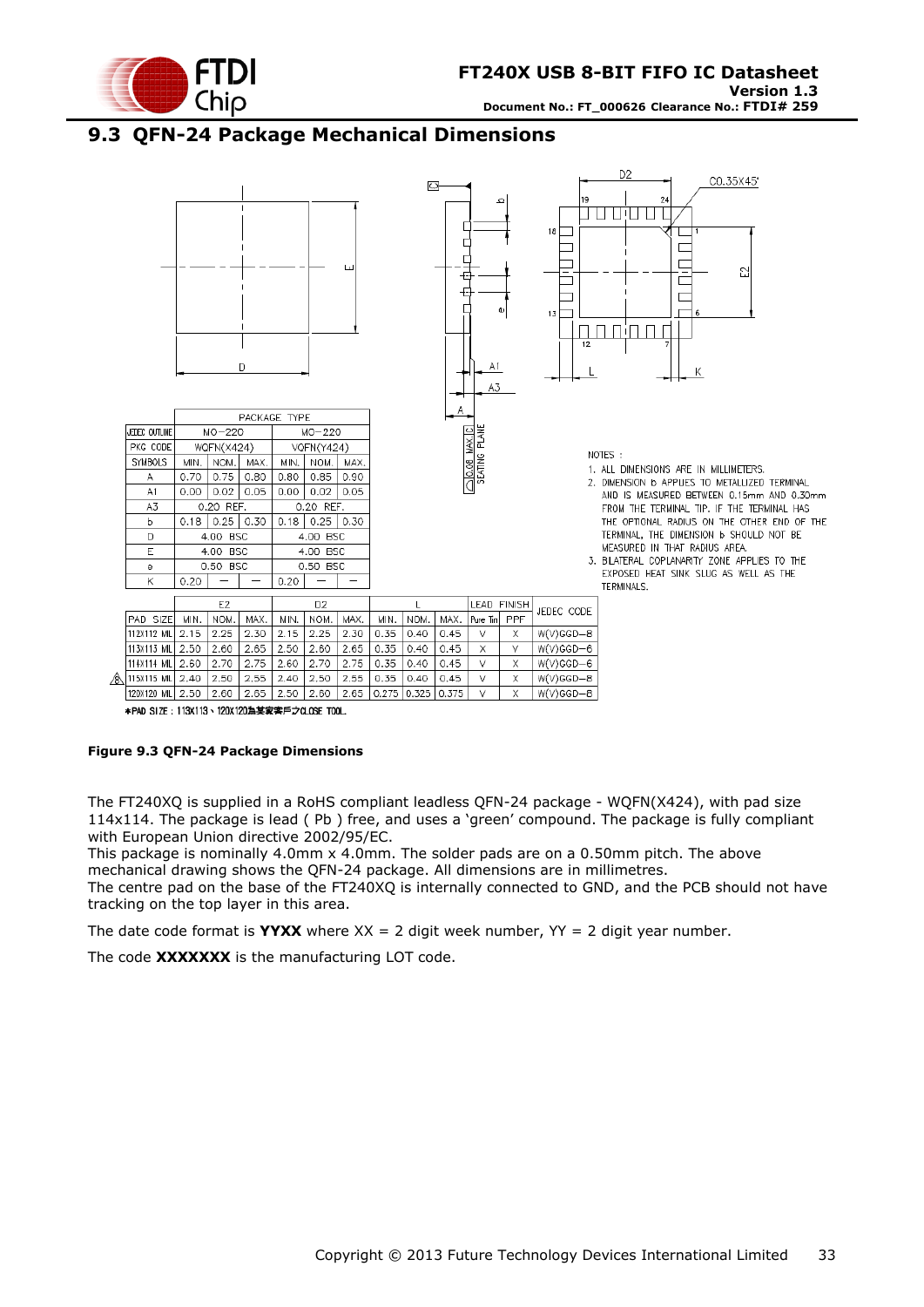## 9.3 QFN-24 Package Mechanical Dimensions

| | PACKAGE TYPE | | | | | |
|---|---|---|---|---|---|---|
| JEDEC OUTLINE | MO-220 | | | MO-220 | | |
| PKG CODE | WQFN(X424) | | | VQFN(Y424) | | |
| SYMBOLS | MIN. | NOM. | MAX. | MIN. | NOM. | MAX. |
| A | 0.70 | 0.75 | 0.80 | 0.80 | 0.85 | 0.90 |
| A1 | 0.00 | 0.02 | 0.05 | 0.00 | 0.02 | 0.05 |
| A3 | 0.20 REF. | | | 0.20 REF. | | |
| b | 0.18 | 0.25 | 0.30 | 0.18 | 0.25 | 0.30 |
| D | 4.00 BSC | | | 4.00 BSC | | |
| E | 4.00 BSC | | | 4.00 BSC | | |
| e | 0.50 BSC | | | 0.50 BSC | | |
| K | 0.20 | — | — | 0.20 | — | — |

| | E2 | | | D2 | | | L | | | LEAD FINISH | | JEDEC CODE |
|---|---|---|---|---|---|---|---|---|---|---|---|---|
| PAD SIZE | MIN. | NOM. | MAX. | MIN. | NOM. | MAX. | MIN. | NOM. | MAX. | Pure Tin | PPF | |
| 112X112 MIL | 2.15 | 2.25 | 2.30 | 2.15 | 2.25 | 2.30 | 0.35 | 0.40 | 0.45 | V | X | W(V)GGD-8 |
| 113X113 MIL | 2.50 | 2.60 | 2.65 | 2.50 | 2.60 | 2.65 | 0.35 | 0.40 | 0.45 | X | V | W(V)GGD-6 |
| 114X114 MIL | 2.60 | 2.70 | 2.75 | 2.60 | 2.70 | 2.75 | 0.35 | 0.40 | 0.45 | V | X | W(V)GGD-6 |
| 115X115 MIL | 2.40 | 2.50 | 2.55 | 2.40 | 2.50 | 2.55 | 0.35 | 0.40 | 0.45 | V | X | W(V)GGD-8 |
| 120X120 MIL | 2.50 | 2.60 | 2.65 | 2.50 | 2.60 | 2.65 | 0.275 | 0.325 | 0.375 | V | X | W(V)GGD-8 |

*PAD SIZE : 113X113、120X120為某客戶之CLOSE TOOL.

NOTES :

1. ALL DIMENSIONS ARE IN MILLIMETERS.
2. DIMENSION b APPLIES TO METALLIZED TERMINAL AND IS MEASURED BETWEEN 0.15mm AND 0.30mm FROM THE TERMINAL TIP. IF THE TERMINAL HAS THE OPTIONAL RADIUS ON THE OTHER END OF THE TERMINAL, THE DIMENSION b SHOULD NOT BE MEASURED IN THAT RADIUS AREA.
3. BILATERAL COPLANARITY ZONE APPLIES TO THE EXPOSED HEAT SINK SLUG AS WELL AS THE TERMINALS.

**Figure 9.3 QFN-24 Package Dimensions**

The FT240XQ is supplied in a RoHS compliant leadless QFN-24 package - WQFN(X424), with pad size 114x114. The package is lead ( Pb ) free, and uses a 'green' compound. The package is fully compliant with European Union directive 2002/95/EC.
This package is nominally 4.0mm x 4.0mm. The solder pads are on a 0.50mm pitch. The above mechanical drawing shows the QFN-24 package. All dimensions are in millimetres.
The centre pad on the base of the FT240XQ is internally connected to GND, and the PCB should not have tracking on the top layer in this area.

The date code format is **YYXX** where XX = 2 digit week number, YY = 2 digit year number.

The code **XXXXXXX** is the manufacturing LOT code.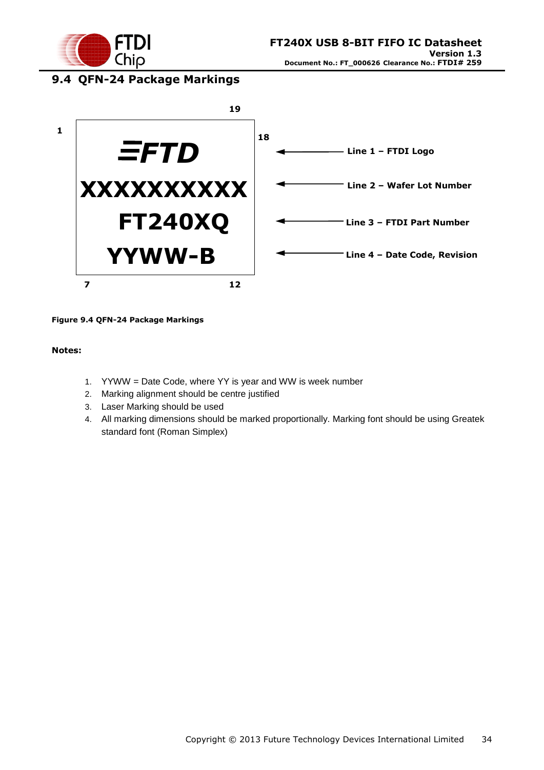## 9.4 QFN-24 Package Markings

| Line | Marking | Description |
|---|---|---|
| Line 1 | FTDI Logo | FTDI Logo |
| Line 2 | XXXXXXXXXX | Wafer Lot Number |
| Line 3 | FT240XQ | FTDI Part Number |
| Line 4 | YYWW-B | Date Code, Revision |

Pin numbers indicated on the package outline: 1, 7, 12, 18, 19.

**Figure 9.4 QFN-24 Package Markings**

**Notes:**

1. YYWW = Date Code, where YY is year and WW is week number
2. Marking alignment should be centre justified
3. Laser Marking should be used
4. All marking dimensions should be marked proportionally. Marking font should be using Greatek standard font (Roman Simplex)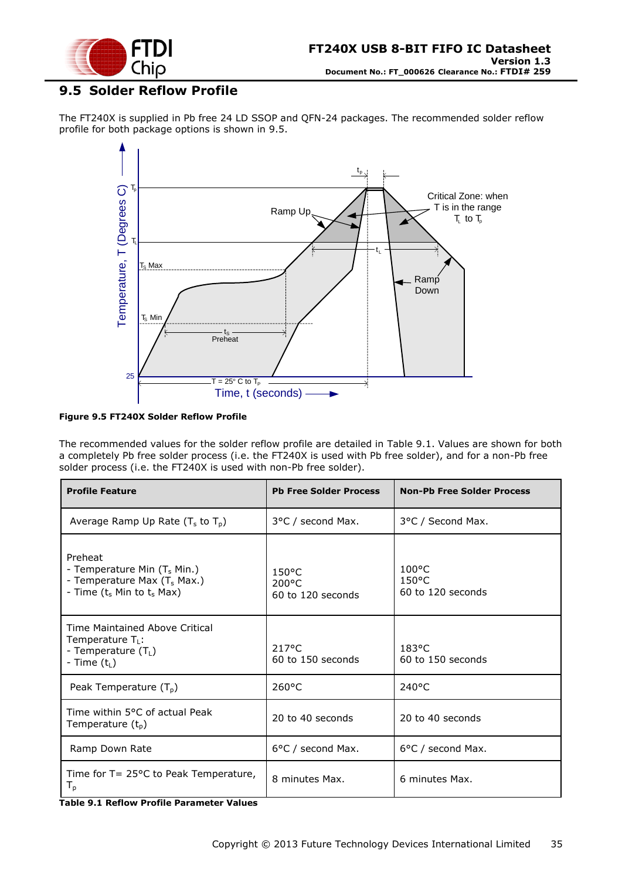## 9.5 Solder Reflow Profile

The FT240X is supplied in Pb free 24 LD SSOP and QFN-24 packages. The recommended solder reflow profile for both package options is shown in 9.5.

**Figure 9.5 FT240X Solder Reflow Profile**

The recommended values for the solder reflow profile are detailed in Table 9.1. Values are shown for both a completely Pb free solder process (i.e. the FT240X is used with Pb free solder), and for a non-Pb free solder process (i.e. the FT240X is used with non-Pb free solder).

| Profile Feature | Pb Free Solder Process | Non-Pb Free Solder Process |
|---|---|---|
| Average Ramp Up Rate ($T_s$ to $T_p$) | 3°C / second Max. | 3°C / Second Max. |
| Preheat<br>- Temperature Min ($T_s$ Min.)<br>- Temperature Max ($T_s$ Max.)<br>- Time ($t_s$ Min to $t_s$ Max) | 150°C<br>200°C<br>60 to 120 seconds | 100°C<br>150°C<br>60 to 120 seconds |
| Time Maintained Above Critical Temperature $T_L$:<br>- Temperature ($T_L$)<br>- Time ($t_L$) | 217°C<br>60 to 150 seconds | 183°C<br>60 to 150 seconds |
| Peak Temperature ($T_p$) | 260°C | 240°C |
| Time within 5°C of actual Peak Temperature ($t_p$) | 20 to 40 seconds | 20 to 40 seconds |
| Ramp Down Rate | 6°C / second Max. | 6°C / second Max. |
| Time for T= 25°C to Peak Temperature, $T_p$ | 8 minutes Max. | 6 minutes Max. |

**Table 9.1 Reflow Profile Parameter Values**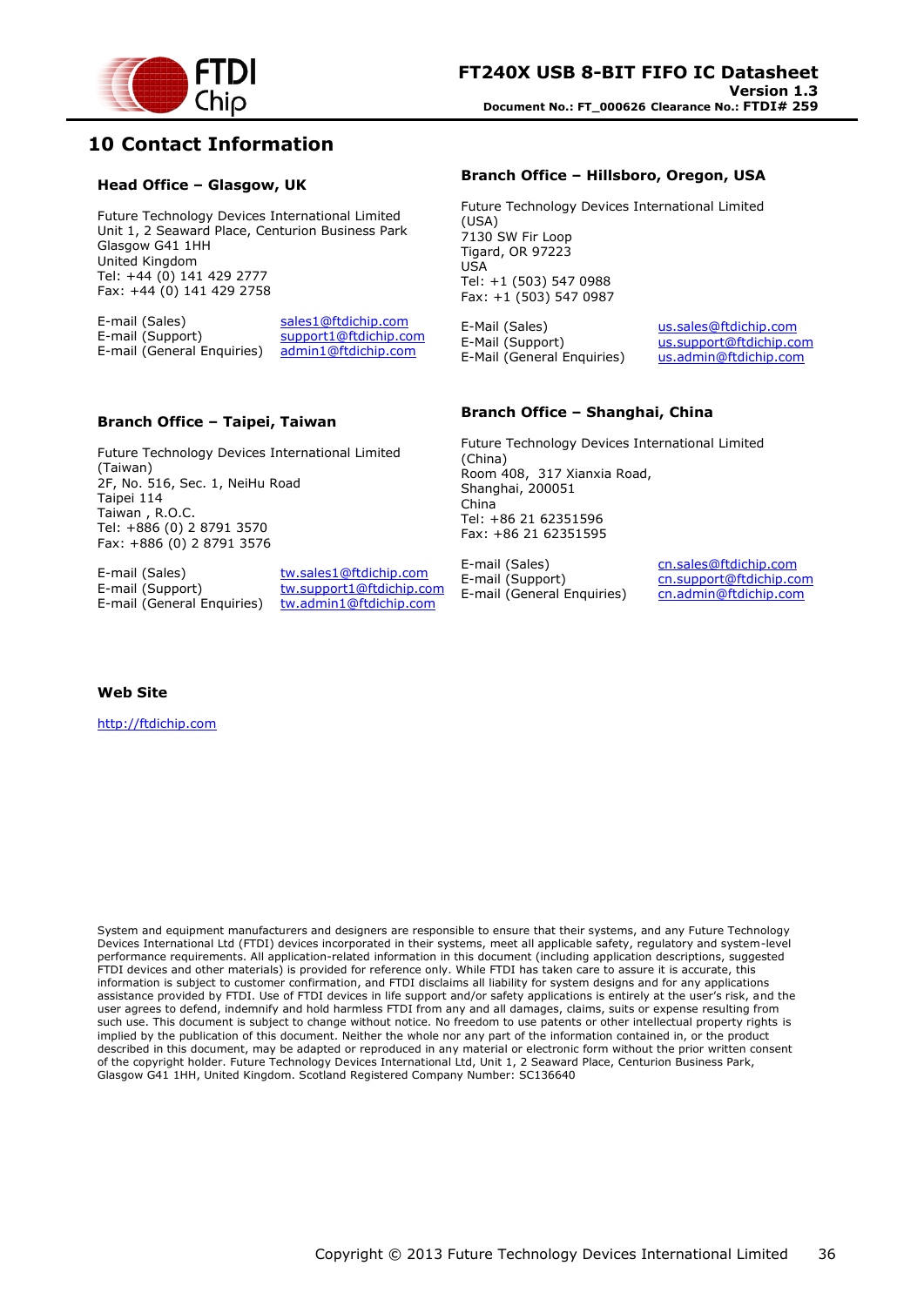# 10 Contact Information

### Head Office – Glasgow, UK

Future Technology Devices International Limited
Unit 1, 2 Seaward Place, Centurion Business Park
Glasgow G41 1HH
United Kingdom
Tel: +44 (0) 141 429 2777
Fax: +44 (0) 141 429 2758

| | |
|---|---|
| E-mail (Sales) | sales1@ftdichip.com |
| E-mail (Support) | support1@ftdichip.com |
| E-mail (General Enquiries) | admin1@ftdichip.com |

### Branch Office – Hillsboro, Oregon, USA

Future Technology Devices International Limited (USA)
7130 SW Fir Loop
Tigard, OR 97223
USA
Tel: +1 (503) 547 0988
Fax: +1 (503) 547 0987

| | |
|---|---|
| E-Mail (Sales) | us.sales@ftdichip.com |
| E-Mail (Support) | us.support@ftdichip.com |
| E-Mail (General Enquiries) | us.admin@ftdichip.com |

### Branch Office – Taipei, Taiwan

Future Technology Devices International Limited (Taiwan)
2F, No. 516, Sec. 1, NeiHu Road
Taipei 114
Taiwan , R.O.C.
Tel: +886 (0) 2 8791 3570
Fax: +886 (0) 2 8791 3576

| | |
|---|---|
| E-mail (Sales) | tw.sales1@ftdichip.com |
| E-mail (Support) | tw.support1@ftdichip.com |
| E-mail (General Enquiries) | tw.admin1@ftdichip.com |

### Branch Office – Shanghai, China

Future Technology Devices International Limited (China)
Room 408, 317 Xianxia Road,
Shanghai, 200051
China
Tel: +86 21 62351596
Fax: +86 21 62351595

| | |
|---|---|
| E-mail (Sales) | cn.sales@ftdichip.com |
| E-mail (Support) | cn.support@ftdichip.com |
| E-mail (General Enquiries) | cn.admin@ftdichip.com |

### Web Site

http://ftdichip.com

System and equipment manufacturers and designers are responsible to ensure that their systems, and any Future Technology Devices International Ltd (FTDI) devices incorporated in their systems, meet all applicable safety, regulatory and system-level performance requirements. All application-related information in this document (including application descriptions, suggested FTDI devices and other materials) is provided for reference only. While FTDI has taken care to assure it is accurate, this information is subject to customer confirmation, and FTDI disclaims all liability for system designs and for any applications assistance provided by FTDI. Use of FTDI devices in life support and/or safety applications is entirely at the user's risk, and the user agrees to defend, indemnify and hold harmless FTDI from any and all damages, claims, suits or expense resulting from such use. This document is subject to change without notice. No freedom to use patents or other intellectual property rights is implied by the publication of this document. Neither the whole nor any part of the information contained in, or the product described in this document, may be adapted or reproduced in any material or electronic form without the prior written consent of the copyright holder. Future Technology Devices International Ltd, Unit 1, 2 Seaward Place, Centurion Business Park, Glasgow G41 1HH, United Kingdom. Scotland Registered Company Number: SC136640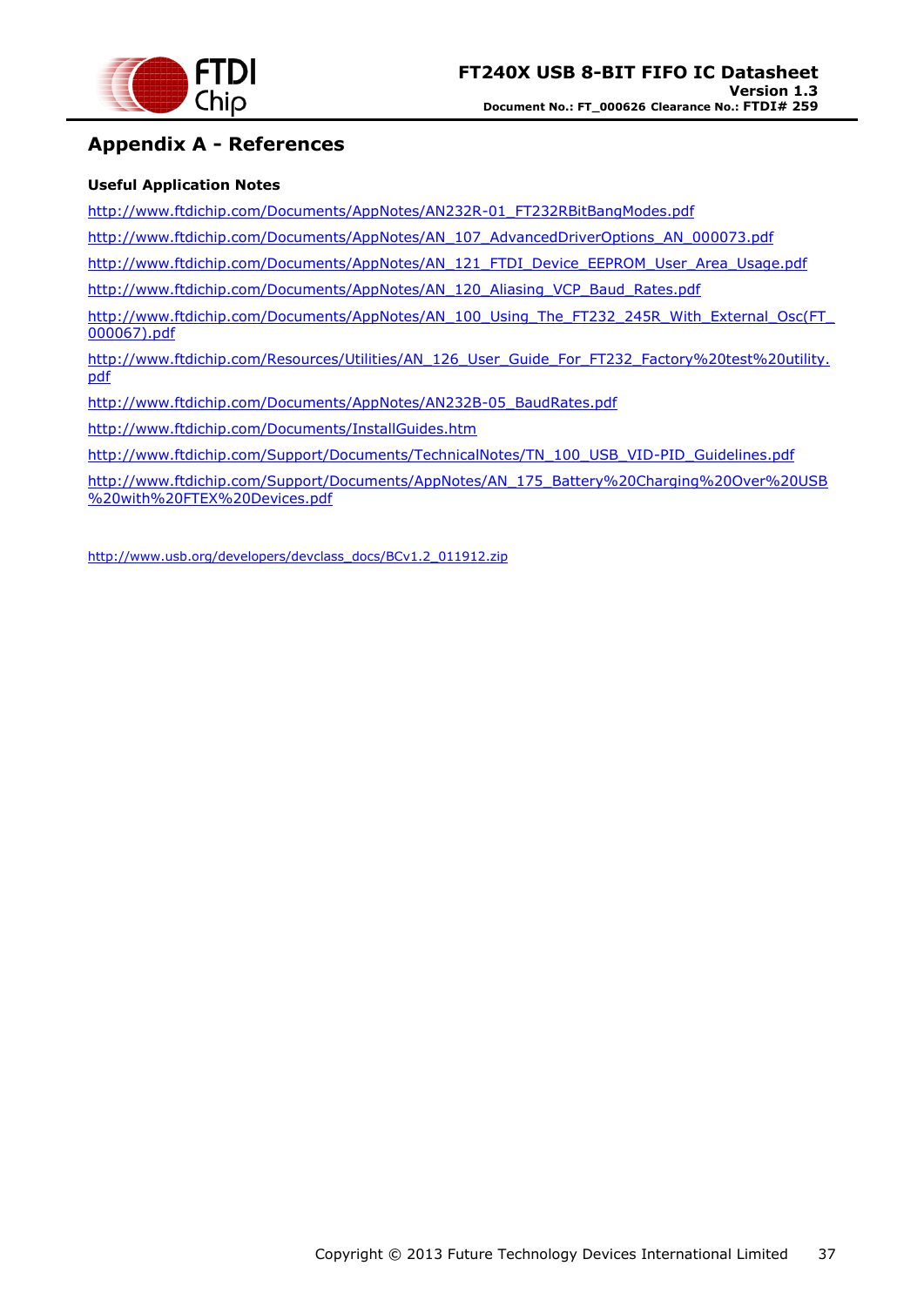# Appendix A - References

**Useful Application Notes**

http://www.ftdichip.com/Documents/AppNotes/AN232R-01_FT232RBitBangModes.pdf

http://www.ftdichip.com/Documents/AppNotes/AN_107_AdvancedDriverOptions_AN_000073.pdf

http://www.ftdichip.com/Documents/AppNotes/AN_121_FTDI_Device_EEPROM_User_Area_Usage.pdf

http://www.ftdichip.com/Documents/AppNotes/AN_120_Aliasing_VCP_Baud_Rates.pdf

http://www.ftdichip.com/Documents/AppNotes/AN_100_Using_The_FT232_245R_With_External_Osc(FT_000067).pdf

http://www.ftdichip.com/Resources/Utilities/AN_126_User_Guide_For_FT232_Factory%20test%20utility.pdf

http://www.ftdichip.com/Documents/AppNotes/AN232B-05_BaudRates.pdf

http://www.ftdichip.com/Documents/InstallGuides.htm

http://www.ftdichip.com/Support/Documents/TechnicalNotes/TN_100_USB_VID-PID_Guidelines.pdf

http://www.ftdichip.com/Support/Documents/AppNotes/AN_175_Battery%20Charging%20Over%20USB%20with%20FTEX%20Devices.pdf

http://www.usb.org/developers/devclass_docs/BCv1.2_011912.zip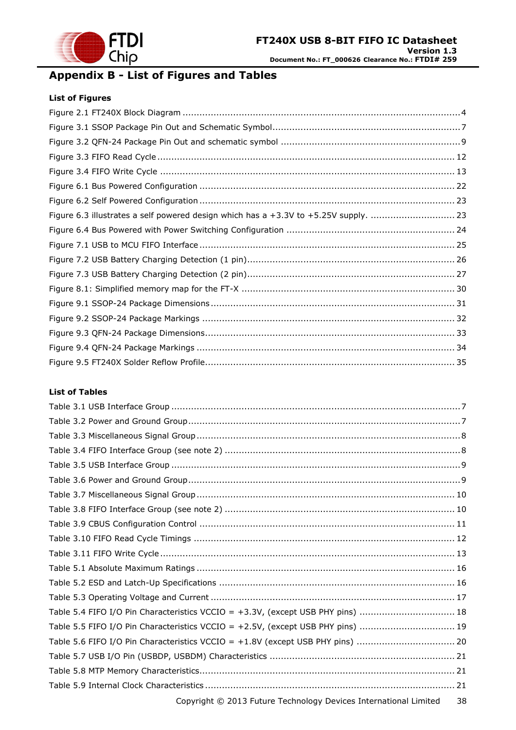# Appendix B - List of Figures and Tables

### List of Figures

Figure 2.1 FT240X Block Diagram ................................................................................................... 4

Figure 3.1 SSOP Package Pin Out and Schematic Symbol .................................................................... 7

Figure 3.2 QFN-24 Package Pin Out and schematic symbol ................................................................. 9

Figure 3.3 FIFO Read Cycle ........................................................................................................... 12

Figure 3.4 FIFO Write Cycle .......................................................................................................... 13

Figure 6.1 Bus Powered Configuration ............................................................................................ 22

Figure 6.2 Self Powered Configuration ............................................................................................ 23

Figure 6.3 illustrates a self powered design which has a +3.3V to +5.25V supply. ............................... 23

Figure 6.4 Bus Powered with Power Switching Configuration ............................................................. 24

Figure 7.1 USB to MCU FIFO Interface ............................................................................................ 25

Figure 7.2 USB Battery Charging Detection (1 pin) ........................................................................... 26

Figure 7.3 USB Battery Charging Detection (2 pin) ........................................................................... 27

Figure 8.1: Simplified memory map for the FT-X ............................................................................. 30

Figure 9.1 SSOP-24 Package Dimensions ........................................................................................ 31

Figure 9.2 SSOP-24 Package Markings ........................................................................................... 32

Figure 9.3 QFN-24 Package Dimensions .......................................................................................... 33

Figure 9.4 QFN-24 Package Markings ............................................................................................. 34

Figure 9.5 FT240X Solder Reflow Profile .......................................................................................... 35

### List of Tables

Table 3.1 USB Interface Group ........................................................................................................ 7

Table 3.2 Power and Ground Group .................................................................................................. 7

Table 3.3 Miscellaneous Signal Group ............................................................................................... 8

Table 3.4 FIFO Interface Group (see note 2) ..................................................................................... 8

Table 3.5 USB Interface Group ........................................................................................................ 9

Table 3.6 Power and Ground Group .................................................................................................. 9

Table 3.7 Miscellaneous Signal Group ............................................................................................. 10

Table 3.8 FIFO Interface Group (see note 2) ................................................................................... 10

Table 3.9 CBUS Configuration Control ............................................................................................ 11

Table 3.10 FIFO Read Cycle Timings .............................................................................................. 12

Table 3.11 FIFO Write Cycle .......................................................................................................... 13

Table 5.1 Absolute Maximum Ratings ............................................................................................. 16

Table 5.2 ESD and Latch-Up Specifications ..................................................................................... 16

Table 5.3 Operating Voltage and Current ........................................................................................ 17

Table 5.4 FIFO I/O Pin Characteristics VCCIO = +3.3V, (except USB PHY pins) .................................. 18

Table 5.5 FIFO I/O Pin Characteristics VCCIO = +2.5V, (except USB PHY pins) .................................. 19

Table 5.6 FIFO I/O Pin Characteristics VCCIO = +1.8V (except USB PHY pins) .................................... 20

Table 5.7 USB I/O Pin (USBDP, USBDM) Characteristics ................................................................... 21

Table 5.8 MTP Memory Characteristics ............................................................................................ 21

Table 5.9 Internal Clock Characteristics .......................................................................................... 21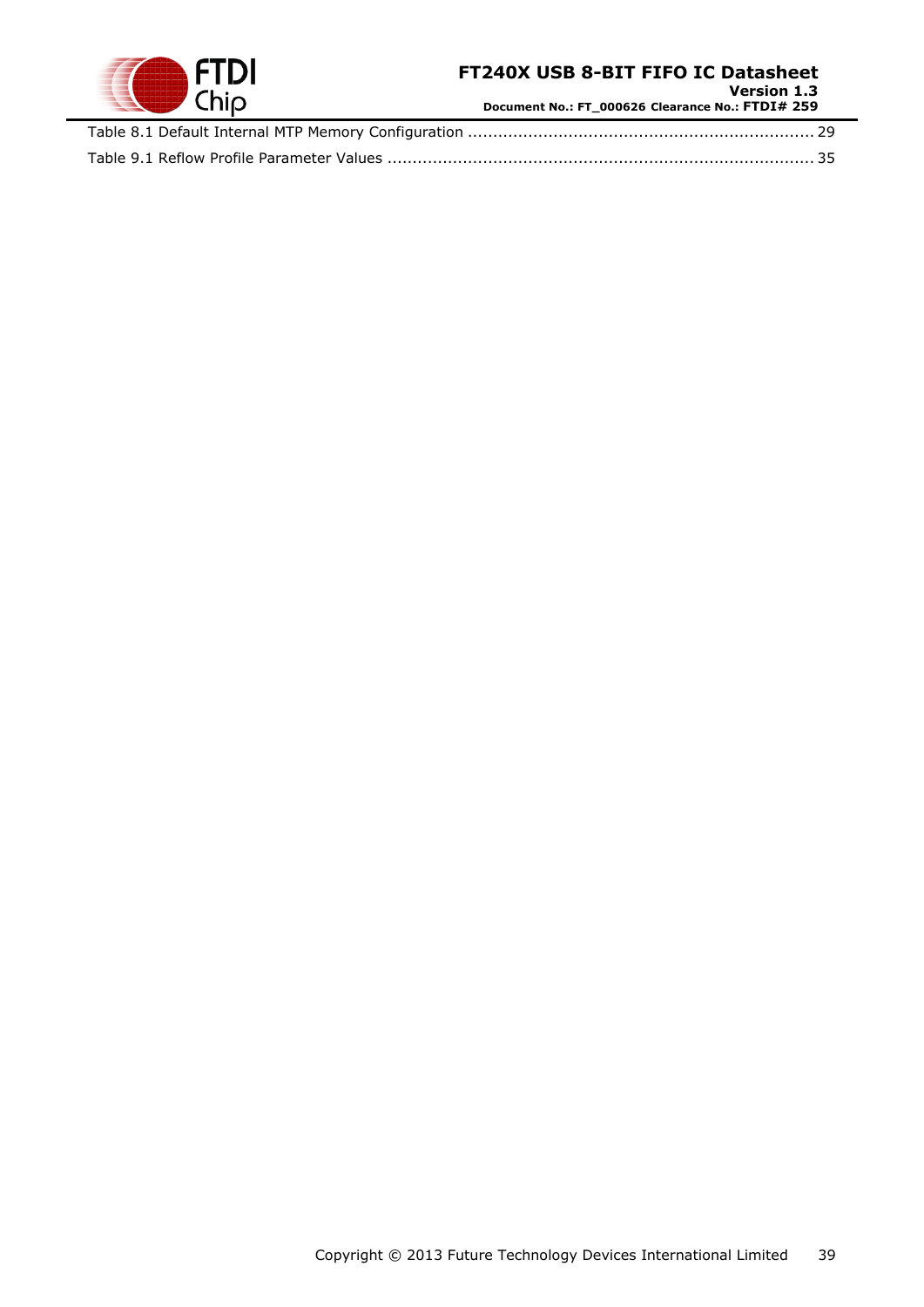Table 8.1 Default Internal MTP Memory Configuration ..................................................................... 29

Table 9.1 Reflow Profile Parameter Values ..................................................................................... 35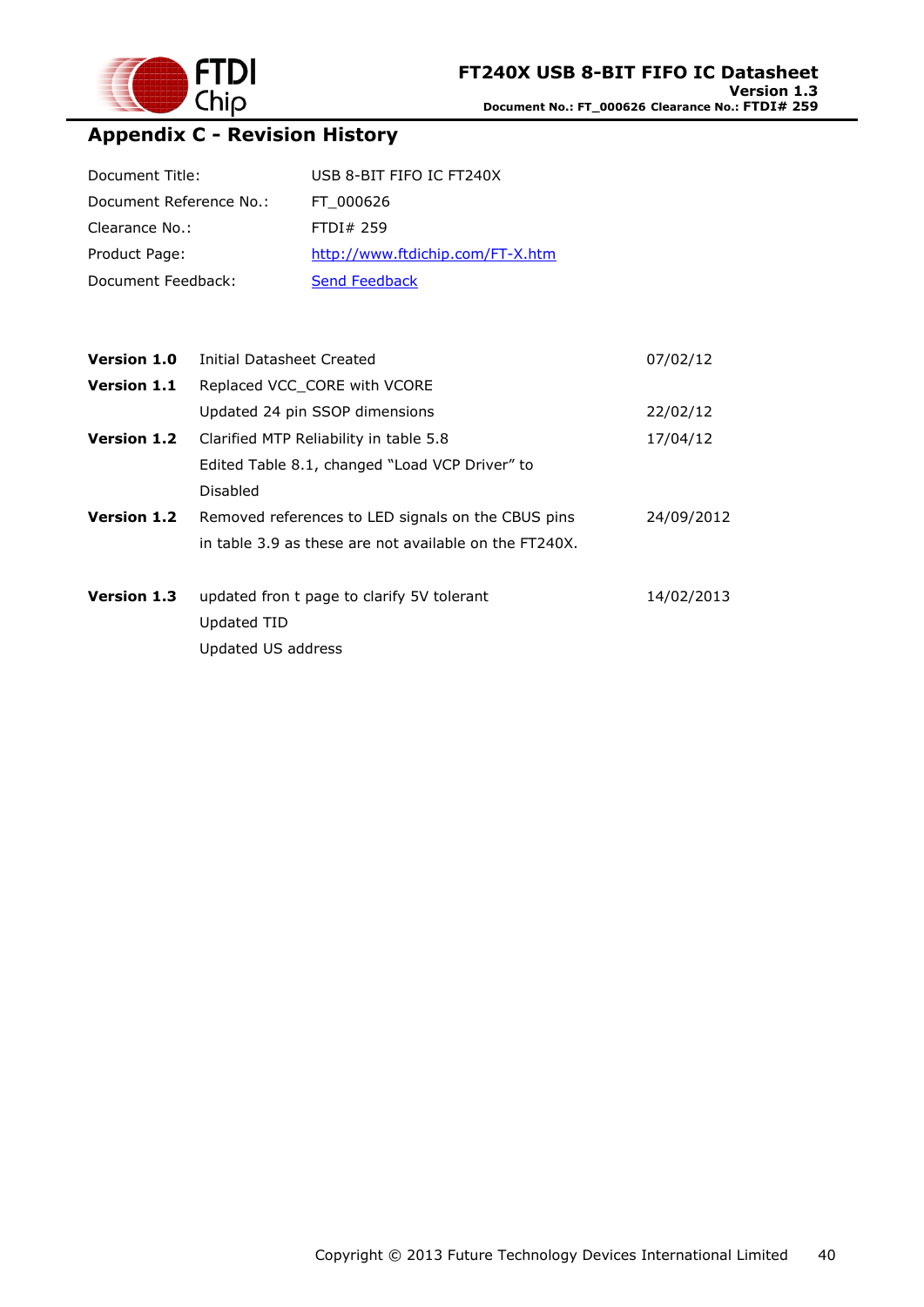## Appendix C - Revision History

| | |
|---|---|
| Document Title: | USB 8-BIT FIFO IC FT240X |
| Document Reference No.: | FT_000626 |
| Clearance No.: | FTDI# 259 |
| Product Page: | [http://www.ftdichip.com/FT-X.htm](http://www.ftdichip.com/FT-X.htm) |
| Document Feedback: | Send Feedback |

| | | |
|---|---|---|
| **Version 1.0** | Initial Datasheet Created | 07/02/12 |
| **Version 1.1** | Replaced VCC_CORE with VCORE<br>Updated 24 pin SSOP dimensions | 22/02/12 |
| **Version 1.2** | Clarified MTP Reliability in table 5.8<br>Edited Table 8.1, changed "Load VCP Driver" to Disabled | 17/04/12 |
| **Version 1.2** | Removed references to LED signals on the CBUS pins in table 3.9 as these are not available on the FT240X. | 24/09/2012 |
| **Version 1.3** | updated fron t page to clarify 5V tolerant<br>Updated TID<br>Updated US address | 14/02/2013 |

Copyright © 2013 Future Technology Devices International Limited